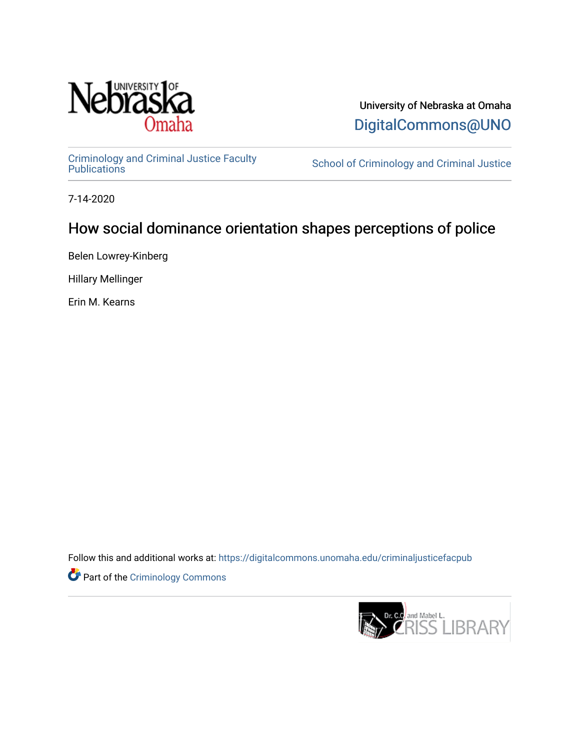University of Nebraska at Omaha

DigitalCommons@UNO

Criminology and Criminal Justice Faculty Publications

School of Criminology and Criminal Justice

7-14-2020

# How social dominance orientation shapes perceptions of police

Belen Lowrey-Kinberg

Hillary Mellinger

Erin M. Kearns

Follow this and additional works at: https://digitalcommons.unomaha.edu/criminaljusticefacpub

Part of the Criminology Commons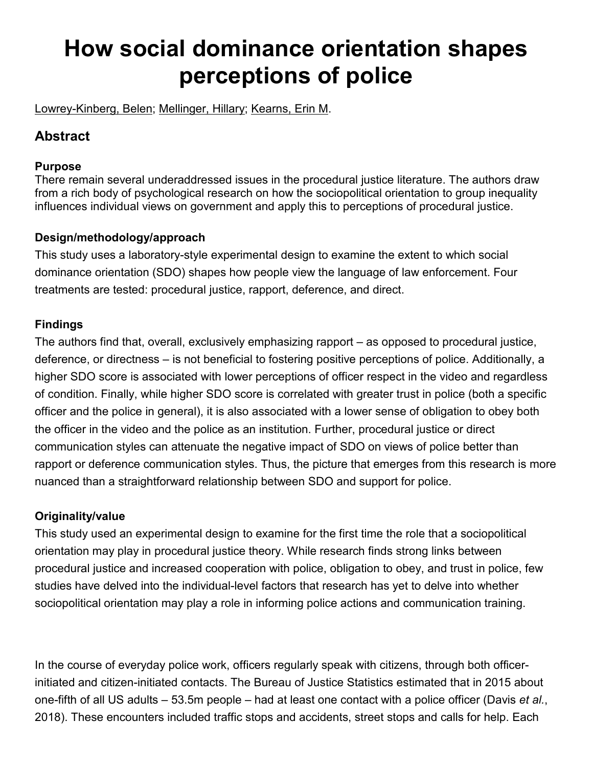# How social dominance orientation shapes perceptions of police

Lowrey-Kinberg, Belen; Mellinger, Hillary; Kearns, Erin M.

## Abstract

### Purpose

There remain several underaddressed issues in the procedural justice literature. The authors draw from a rich body of psychological research on how the sociopolitical orientation to group inequality influences individual views on government and apply this to perceptions of procedural justice.

### Design/methodology/approach

This study uses a laboratory-style experimental design to examine the extent to which social dominance orientation (SDO) shapes how people view the language of law enforcement. Four treatments are tested: procedural justice, rapport, deference, and direct.

### Findings

The authors find that, overall, exclusively emphasizing rapport – as opposed to procedural justice, deference, or directness – is not beneficial to fostering positive perceptions of police. Additionally, a higher SDO score is associated with lower perceptions of officer respect in the video and regardless of condition. Finally, while higher SDO score is correlated with greater trust in police (both a specific officer and the police in general), it is also associated with a lower sense of obligation to obey both the officer in the video and the police as an institution. Further, procedural justice or direct communication styles can attenuate the negative impact of SDO on views of police better than rapport or deference communication styles. Thus, the picture that emerges from this research is more nuanced than a straightforward relationship between SDO and support for police.

### Originality/value

This study used an experimental design to examine for the first time the role that a sociopolitical orientation may play in procedural justice theory. While research finds strong links between procedural justice and increased cooperation with police, obligation to obey, and trust in police, few studies have delved into the individual-level factors that research has yet to delve into whether sociopolitical orientation may play a role in informing police actions and communication training.

In the course of everyday police work, officers regularly speak with citizens, through both officer-initiated and citizen-initiated contacts. The Bureau of Justice Statistics estimated that in 2015 about one-fifth of all US adults – 53.5m people – had at least one contact with a police officer (Davis *et al.*, 2018). These encounters included traffic stops and accidents, street stops and calls for help. Each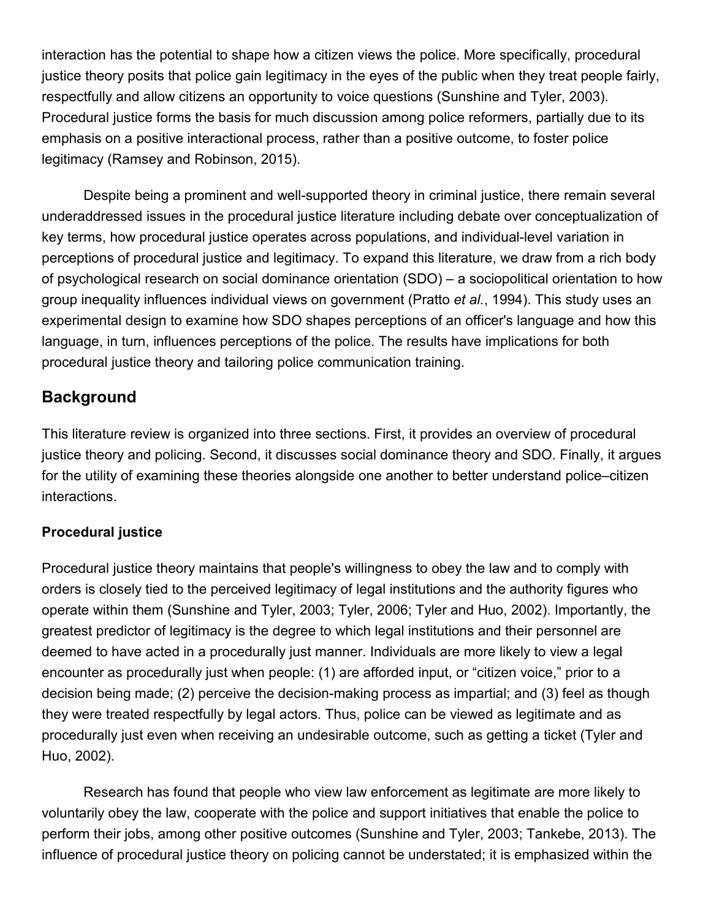interaction has the potential to shape how a citizen views the police. More specifically, procedural justice theory posits that police gain legitimacy in the eyes of the public when they treat people fairly, respectfully and allow citizens an opportunity to voice questions (Sunshine and Tyler, 2003). Procedural justice forms the basis for much discussion among police reformers, partially due to its emphasis on a positive interactional process, rather than a positive outcome, to foster police legitimacy (Ramsey and Robinson, 2015).

Despite being a prominent and well-supported theory in criminal justice, there remain several underaddressed issues in the procedural justice literature including debate over conceptualization of key terms, how procedural justice operates across populations, and individual-level variation in perceptions of procedural justice and legitimacy. To expand this literature, we draw from a rich body of psychological research on social dominance orientation (SDO) – a sociopolitical orientation to how group inequality influences individual views on government (Pratto *et al.*, 1994). This study uses an experimental design to examine how SDO shapes perceptions of an officer's language and how this language, in turn, influences perceptions of the police. The results have implications for both procedural justice theory and tailoring police communication training.

## Background

This literature review is organized into three sections. First, it provides an overview of procedural justice theory and policing. Second, it discusses social dominance theory and SDO. Finally, it argues for the utility of examining these theories alongside one another to better understand police–citizen interactions.

### Procedural justice

Procedural justice theory maintains that people's willingness to obey the law and to comply with orders is closely tied to the perceived legitimacy of legal institutions and the authority figures who operate within them (Sunshine and Tyler, 2003; Tyler, 2006; Tyler and Huo, 2002). Importantly, the greatest predictor of legitimacy is the degree to which legal institutions and their personnel are deemed to have acted in a procedurally just manner. Individuals are more likely to view a legal encounter as procedurally just when people: (1) are afforded input, or "citizen voice," prior to a decision being made; (2) perceive the decision-making process as impartial; and (3) feel as though they were treated respectfully by legal actors. Thus, police can be viewed as legitimate and as procedurally just even when receiving an undesirable outcome, such as getting a ticket (Tyler and Huo, 2002).

Research has found that people who view law enforcement as legitimate are more likely to voluntarily obey the law, cooperate with the police and support initiatives that enable the police to perform their jobs, among other positive outcomes (Sunshine and Tyler, 2003; Tankebe, 2013). The influence of procedural justice theory on policing cannot be understated; it is emphasized within the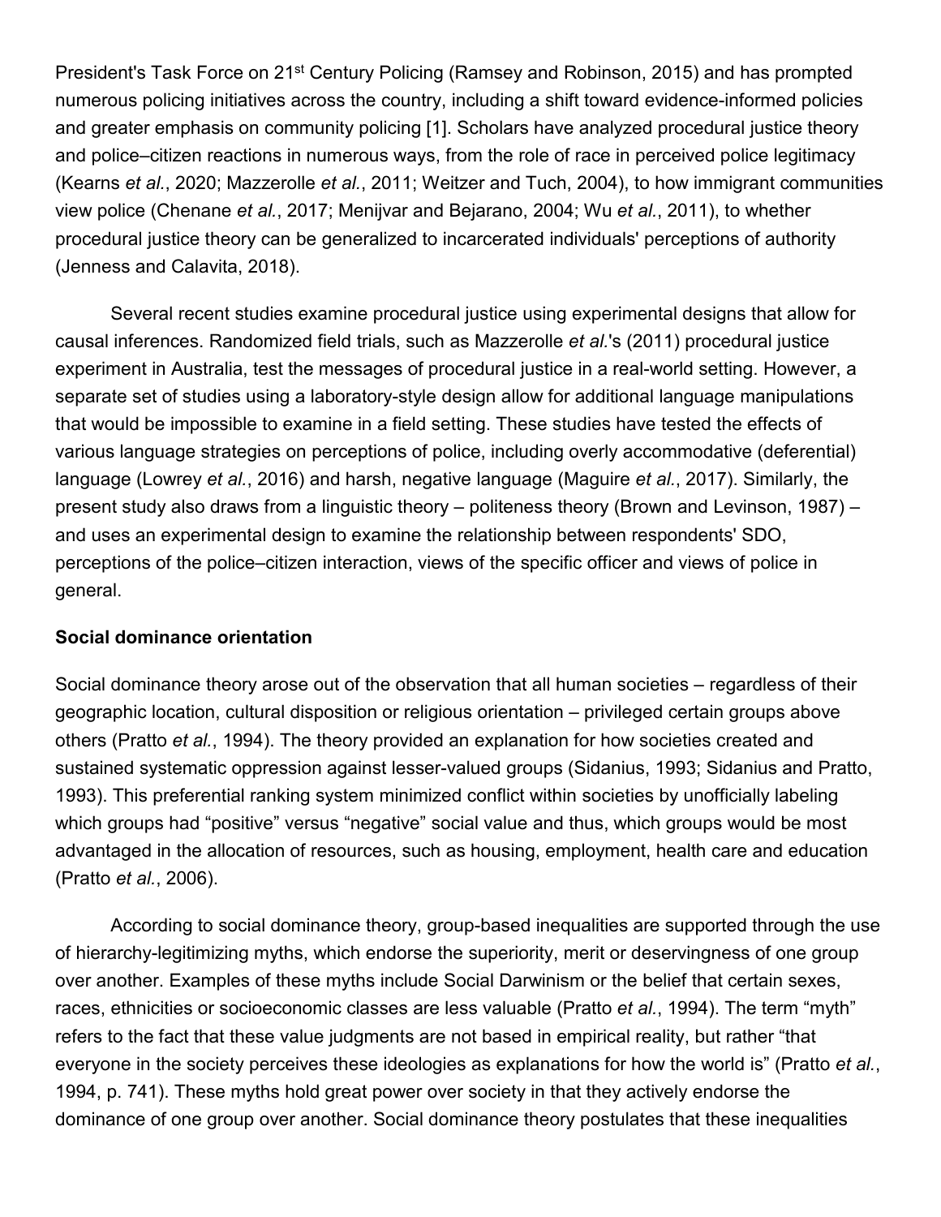President's Task Force on 21$^{st}$ Century Policing (Ramsey and Robinson, 2015) and has prompted numerous policing initiatives across the country, including a shift toward evidence-informed policies and greater emphasis on community policing [1]. Scholars have analyzed procedural justice theory and police–citizen reactions in numerous ways, from the role of race in perceived police legitimacy (Kearns *et al.*, 2020; Mazzerolle *et al.*, 2011; Weitzer and Tuch, 2004), to how immigrant communities view police (Chenane *et al.*, 2017; Menijvar and Bejarano, 2004; Wu *et al.*, 2011), to whether procedural justice theory can be generalized to incarcerated individuals' perceptions of authority (Jenness and Calavita, 2018).

Several recent studies examine procedural justice using experimental designs that allow for causal inferences. Randomized field trials, such as Mazzerolle *et al.*'s (2011) procedural justice experiment in Australia, test the messages of procedural justice in a real-world setting. However, a separate set of studies using a laboratory-style design allow for additional language manipulations that would be impossible to examine in a field setting. These studies have tested the effects of various language strategies on perceptions of police, including overly accommodative (deferential) language (Lowrey *et al.*, 2016) and harsh, negative language (Maguire *et al.*, 2017). Similarly, the present study also draws from a linguistic theory – politeness theory (Brown and Levinson, 1987) – and uses an experimental design to examine the relationship between respondents' SDO, perceptions of the police–citizen interaction, views of the specific officer and views of police in general.

## Social dominance orientation

Social dominance theory arose out of the observation that all human societies – regardless of their geographic location, cultural disposition or religious orientation – privileged certain groups above others (Pratto *et al.*, 1994). The theory provided an explanation for how societies created and sustained systematic oppression against lesser-valued groups (Sidanius, 1993; Sidanius and Pratto, 1993). This preferential ranking system minimized conflict within societies by unofficially labeling which groups had "positive" versus "negative" social value and thus, which groups would be most advantaged in the allocation of resources, such as housing, employment, health care and education (Pratto *et al.*, 2006).

According to social dominance theory, group-based inequalities are supported through the use of hierarchy-legitimizing myths, which endorse the superiority, merit or deservingness of one group over another. Examples of these myths include Social Darwinism or the belief that certain sexes, races, ethnicities or socioeconomic classes are less valuable (Pratto *et al.*, 1994). The term "myth" refers to the fact that these value judgments are not based in empirical reality, but rather "that everyone in the society perceives these ideologies as explanations for how the world is" (Pratto *et al.*, 1994, p. 741). These myths hold great power over society in that they actively endorse the dominance of one group over another. Social dominance theory postulates that these inequalities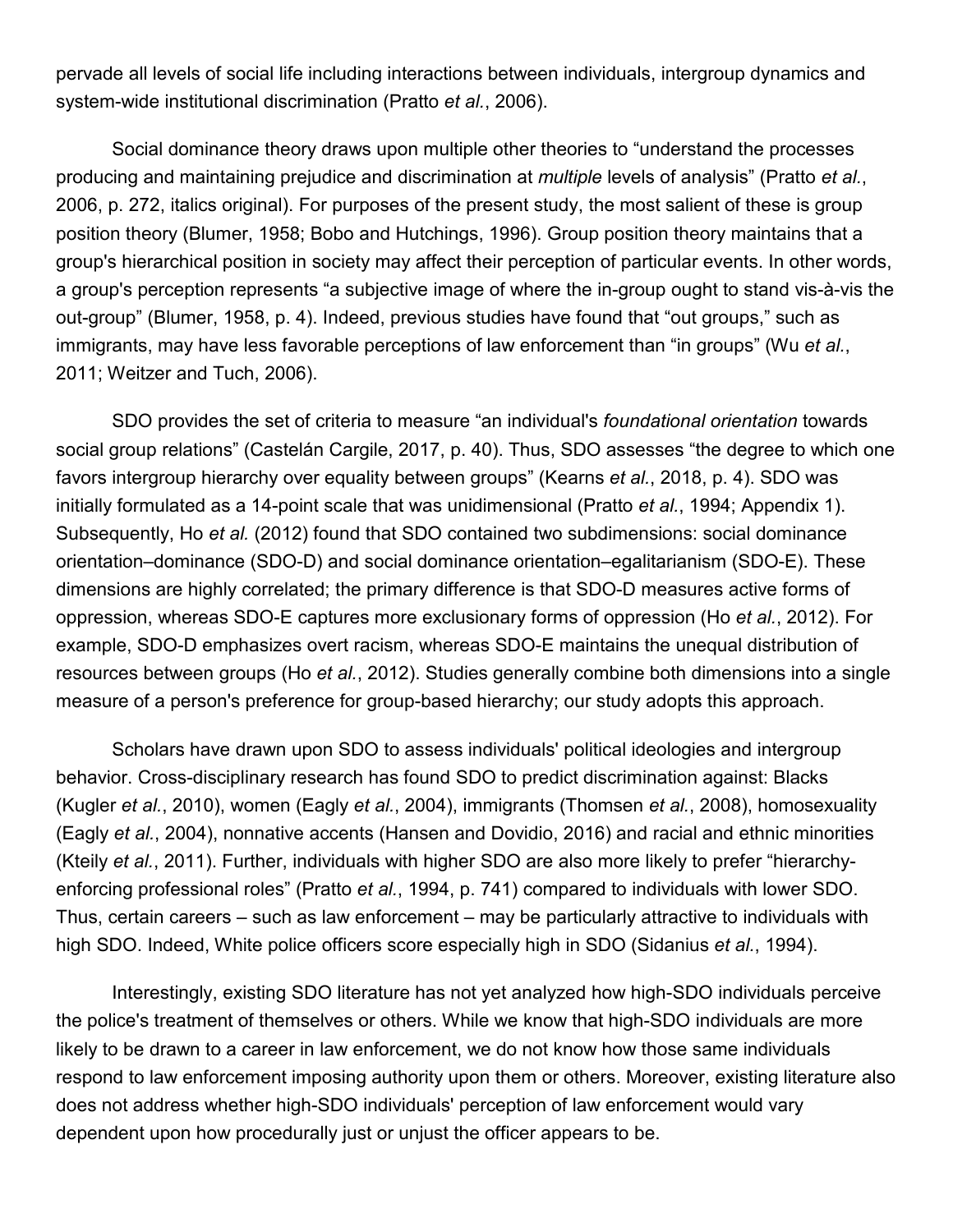pervade all levels of social life including interactions between individuals, intergroup dynamics and system-wide institutional discrimination (Pratto *et al.*, 2006).

Social dominance theory draws upon multiple other theories to "understand the processes producing and maintaining prejudice and discrimination at *multiple* levels of analysis" (Pratto *et al.*, 2006, p. 272, italics original). For purposes of the present study, the most salient of these is group position theory (Blumer, 1958; Bobo and Hutchings, 1996). Group position theory maintains that a group's hierarchical position in society may affect their perception of particular events. In other words, a group's perception represents "a subjective image of where the in-group ought to stand vis-à-vis the out-group" (Blumer, 1958, p. 4). Indeed, previous studies have found that "out groups," such as immigrants, may have less favorable perceptions of law enforcement than "in groups" (Wu *et al.*, 2011; Weitzer and Tuch, 2006).

SDO provides the set of criteria to measure "an individual's *foundational orientation* towards social group relations" (Castelán Cargile, 2017, p. 40). Thus, SDO assesses "the degree to which one favors intergroup hierarchy over equality between groups" (Kearns *et al.*, 2018, p. 4). SDO was initially formulated as a 14-point scale that was unidimensional (Pratto *et al.*, 1994; Appendix 1). Subsequently, Ho *et al.* (2012) found that SDO contained two subdimensions: social dominance orientation–dominance (SDO-D) and social dominance orientation–egalitarianism (SDO-E). These dimensions are highly correlated; the primary difference is that SDO-D measures active forms of oppression, whereas SDO-E captures more exclusionary forms of oppression (Ho *et al.*, 2012). For example, SDO-D emphasizes overt racism, whereas SDO-E maintains the unequal distribution of resources between groups (Ho *et al.*, 2012). Studies generally combine both dimensions into a single measure of a person's preference for group-based hierarchy; our study adopts this approach.

Scholars have drawn upon SDO to assess individuals' political ideologies and intergroup behavior. Cross-disciplinary research has found SDO to predict discrimination against: Blacks (Kugler *et al.*, 2010), women (Eagly *et al.*, 2004), immigrants (Thomsen *et al.*, 2008), homosexuality (Eagly *et al.*, 2004), nonnative accents (Hansen and Dovidio, 2016) and racial and ethnic minorities (Kteily *et al.*, 2011). Further, individuals with higher SDO are also more likely to prefer "hierarchy-enforcing professional roles" (Pratto *et al.*, 1994, p. 741) compared to individuals with lower SDO. Thus, certain careers – such as law enforcement – may be particularly attractive to individuals with high SDO. Indeed, White police officers score especially high in SDO (Sidanius *et al.*, 1994).

Interestingly, existing SDO literature has not yet analyzed how high-SDO individuals perceive the police's treatment of themselves or others. While we know that high-SDO individuals are more likely to be drawn to a career in law enforcement, we do not know how those same individuals respond to law enforcement imposing authority upon them or others. Moreover, existing literature also does not address whether high-SDO individuals' perception of law enforcement would vary dependent upon how procedurally just or unjust the officer appears to be.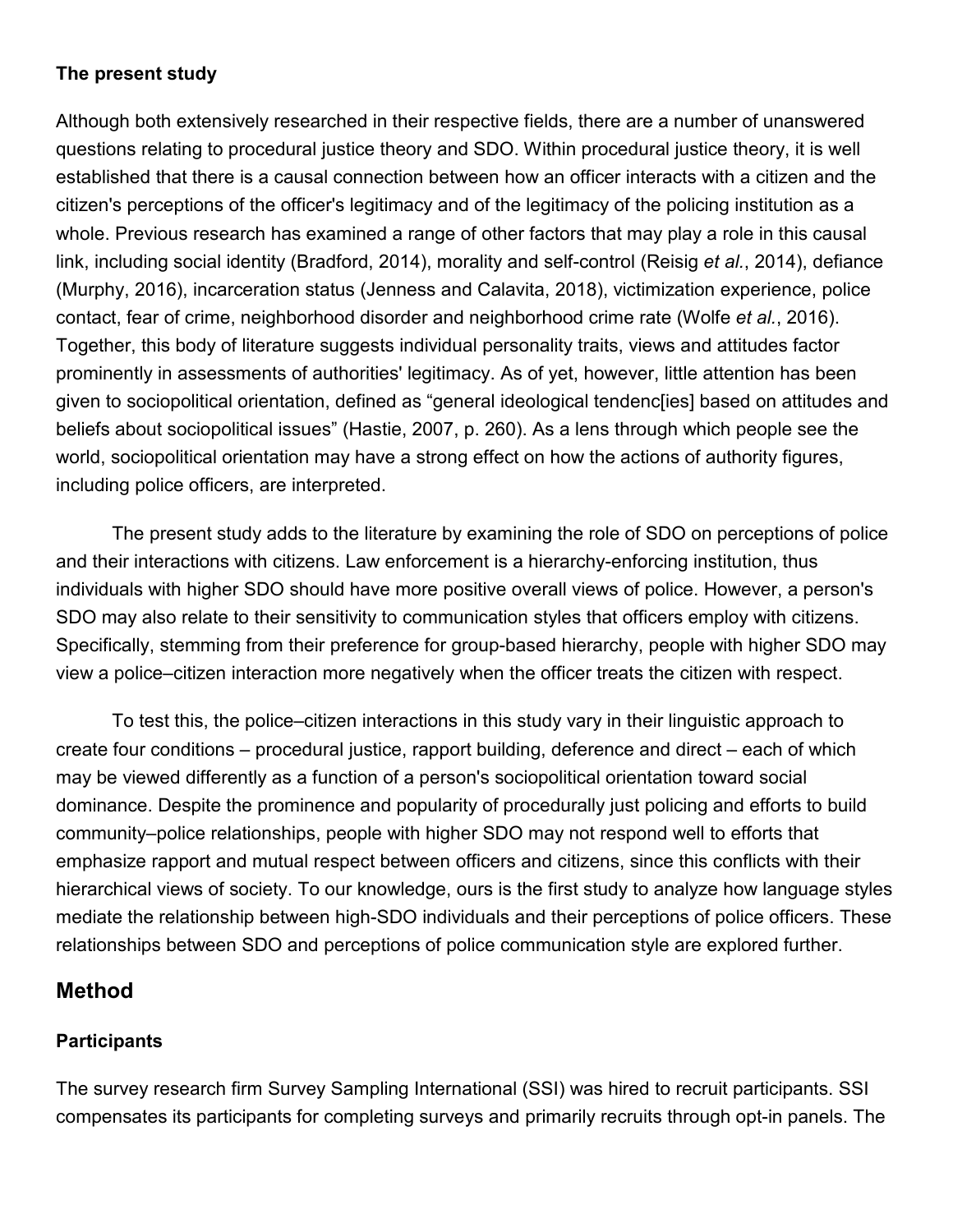### The present study

Although both extensively researched in their respective fields, there are a number of unanswered questions relating to procedural justice theory and SDO. Within procedural justice theory, it is well established that there is a causal connection between how an officer interacts with a citizen and the citizen's perceptions of the officer's legitimacy and of the legitimacy of the policing institution as a whole. Previous research has examined a range of other factors that may play a role in this causal link, including social identity (Bradford, 2014), morality and self-control (Reisig *et al.*, 2014), defiance (Murphy, 2016), incarceration status (Jenness and Calavita, 2018), victimization experience, police contact, fear of crime, neighborhood disorder and neighborhood crime rate (Wolfe *et al.*, 2016). Together, this body of literature suggests individual personality traits, views and attitudes factor prominently in assessments of authorities' legitimacy. As of yet, however, little attention has been given to sociopolitical orientation, defined as "general ideological tendenc[ies] based on attitudes and beliefs about sociopolitical issues" (Hastie, 2007, p. 260). As a lens through which people see the world, sociopolitical orientation may have a strong effect on how the actions of authority figures, including police officers, are interpreted.

The present study adds to the literature by examining the role of SDO on perceptions of police and their interactions with citizens. Law enforcement is a hierarchy-enforcing institution, thus individuals with higher SDO should have more positive overall views of police. However, a person's SDO may also relate to their sensitivity to communication styles that officers employ with citizens. Specifically, stemming from their preference for group-based hierarchy, people with higher SDO may view a police–citizen interaction more negatively when the officer treats the citizen with respect.

To test this, the police–citizen interactions in this study vary in their linguistic approach to create four conditions – procedural justice, rapport building, deference and direct – each of which may be viewed differently as a function of a person's sociopolitical orientation toward social dominance. Despite the prominence and popularity of procedurally just policing and efforts to build community–police relationships, people with higher SDO may not respond well to efforts that emphasize rapport and mutual respect between officers and citizens, since this conflicts with their hierarchical views of society. To our knowledge, ours is the first study to analyze how language styles mediate the relationship between high-SDO individuals and their perceptions of police officers. These relationships between SDO and perceptions of police communication style are explored further.

## Method

### Participants

The survey research firm Survey Sampling International (SSI) was hired to recruit participants. SSI compensates its participants for completing surveys and primarily recruits through opt-in panels. The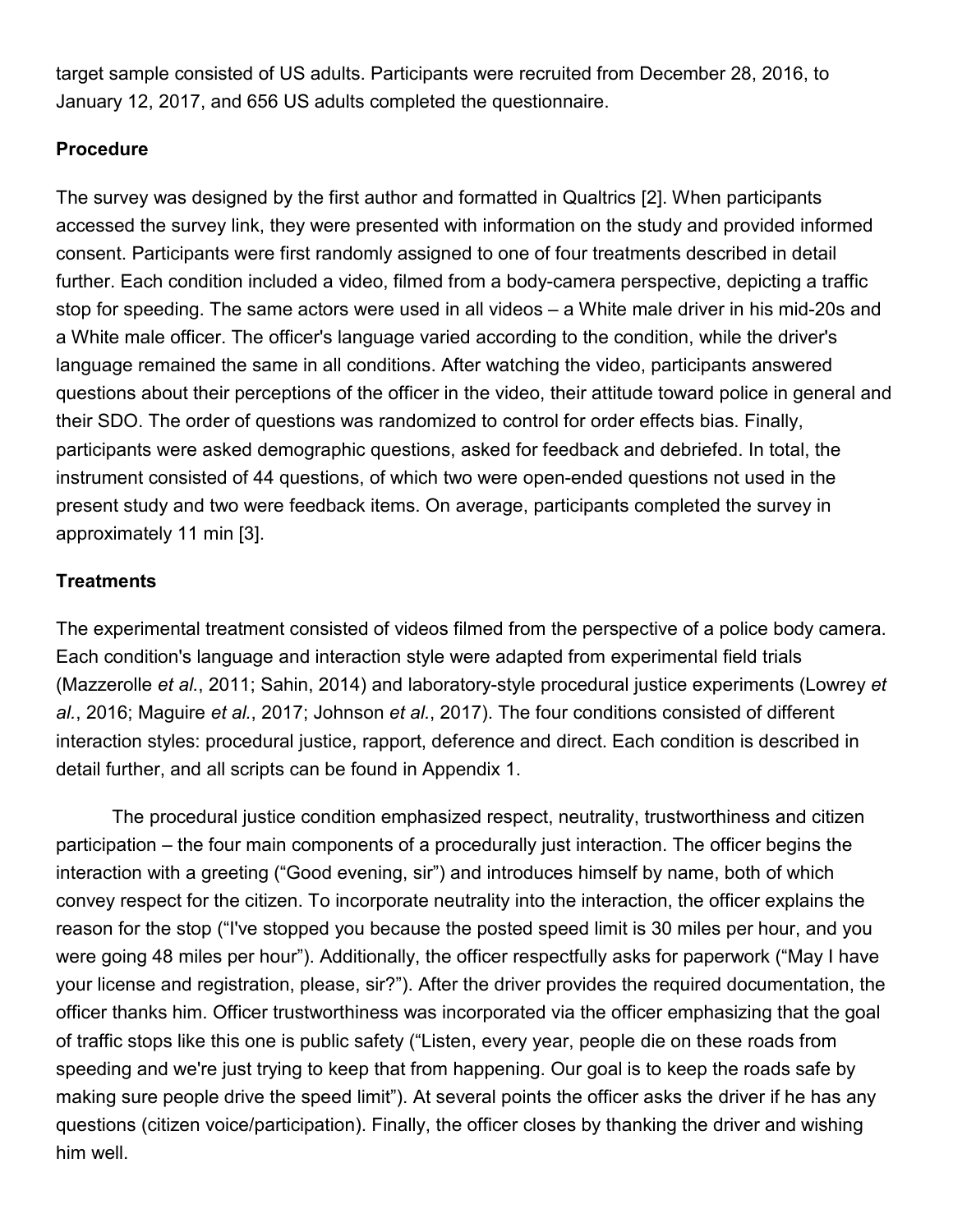target sample consisted of US adults. Participants were recruited from December 28, 2016, to January 12, 2017, and 656 US adults completed the questionnaire.

### Procedure

The survey was designed by the first author and formatted in Qualtrics [2]. When participants accessed the survey link, they were presented with information on the study and provided informed consent. Participants were first randomly assigned to one of four treatments described in detail further. Each condition included a video, filmed from a body-camera perspective, depicting a traffic stop for speeding. The same actors were used in all videos – a White male driver in his mid-20s and a White male officer. The officer's language varied according to the condition, while the driver's language remained the same in all conditions. After watching the video, participants answered questions about their perceptions of the officer in the video, their attitude toward police in general and their SDO. The order of questions was randomized to control for order effects bias. Finally, participants were asked demographic questions, asked for feedback and debriefed. In total, the instrument consisted of 44 questions, of which two were open-ended questions not used in the present study and two were feedback items. On average, participants completed the survey in approximately 11 min [3].

### Treatments

The experimental treatment consisted of videos filmed from the perspective of a police body camera. Each condition's language and interaction style were adapted from experimental field trials (Mazzerolle *et al.*, 2011; Sahin, 2014) and laboratory-style procedural justice experiments (Lowrey *et al.*, 2016; Maguire *et al.*, 2017; Johnson *et al.*, 2017). The four conditions consisted of different interaction styles: procedural justice, rapport, deference and direct. Each condition is described in detail further, and all scripts can be found in Appendix 1.

The procedural justice condition emphasized respect, neutrality, trustworthiness and citizen participation – the four main components of a procedurally just interaction. The officer begins the interaction with a greeting ("Good evening, sir") and introduces himself by name, both of which convey respect for the citizen. To incorporate neutrality into the interaction, the officer explains the reason for the stop ("I've stopped you because the posted speed limit is 30 miles per hour, and you were going 48 miles per hour"). Additionally, the officer respectfully asks for paperwork ("May I have your license and registration, please, sir?"). After the driver provides the required documentation, the officer thanks him. Officer trustworthiness was incorporated via the officer emphasizing that the goal of traffic stops like this one is public safety ("Listen, every year, people die on these roads from speeding and we're just trying to keep that from happening. Our goal is to keep the roads safe by making sure people drive the speed limit"). At several points the officer asks the driver if he has any questions (citizen voice/participation). Finally, the officer closes by thanking the driver and wishing him well.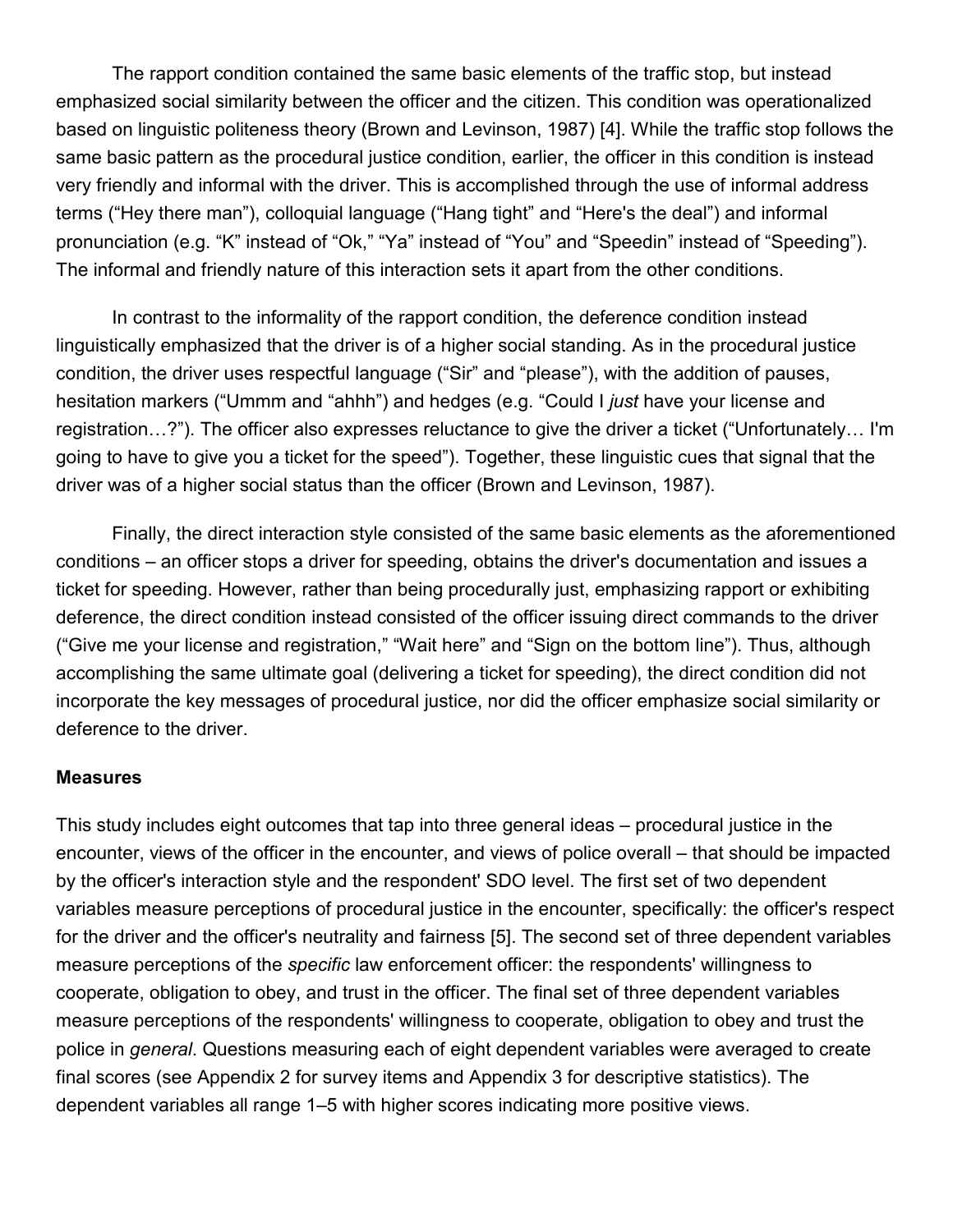The rapport condition contained the same basic elements of the traffic stop, but instead emphasized social similarity between the officer and the citizen. This condition was operationalized based on linguistic politeness theory (Brown and Levinson, 1987) [4]. While the traffic stop follows the same basic pattern as the procedural justice condition, earlier, the officer in this condition is instead very friendly and informal with the driver. This is accomplished through the use of informal address terms ("Hey there man"), colloquial language ("Hang tight" and "Here's the deal") and informal pronunciation (e.g. "K" instead of "Ok," "Ya" instead of "You" and "Speedin" instead of "Speeding"). The informal and friendly nature of this interaction sets it apart from the other conditions.

In contrast to the informality of the rapport condition, the deference condition instead linguistically emphasized that the driver is of a higher social standing. As in the procedural justice condition, the driver uses respectful language ("Sir" and "please"), with the addition of pauses, hesitation markers ("Ummm and "ahhh") and hedges (e.g. "Could I *just* have your license and registration…?"). The officer also expresses reluctance to give the driver a ticket ("Unfortunately… I'm going to have to give you a ticket for the speed"). Together, these linguistic cues that signal that the driver was of a higher social status than the officer (Brown and Levinson, 1987).

Finally, the direct interaction style consisted of the same basic elements as the aforementioned conditions – an officer stops a driver for speeding, obtains the driver's documentation and issues a ticket for speeding. However, rather than being procedurally just, emphasizing rapport or exhibiting deference, the direct condition instead consisted of the officer issuing direct commands to the driver ("Give me your license and registration," "Wait here" and "Sign on the bottom line"). Thus, although accomplishing the same ultimate goal (delivering a ticket for speeding), the direct condition did not incorporate the key messages of procedural justice, nor did the officer emphasize social similarity or deference to the driver.

**Measures**

This study includes eight outcomes that tap into three general ideas – procedural justice in the encounter, views of the officer in the encounter, and views of police overall – that should be impacted by the officer's interaction style and the respondent' SDO level. The first set of two dependent variables measure perceptions of procedural justice in the encounter, specifically: the officer's respect for the driver and the officer's neutrality and fairness [5]. The second set of three dependent variables measure perceptions of the *specific* law enforcement officer: the respondents' willingness to cooperate, obligation to obey, and trust in the officer. The final set of three dependent variables measure perceptions of the respondents' willingness to cooperate, obligation to obey and trust the police in *general*. Questions measuring each of eight dependent variables were averaged to create final scores (see Appendix 2 for survey items and Appendix 3 for descriptive statistics). The dependent variables all range 1–5 with higher scores indicating more positive views.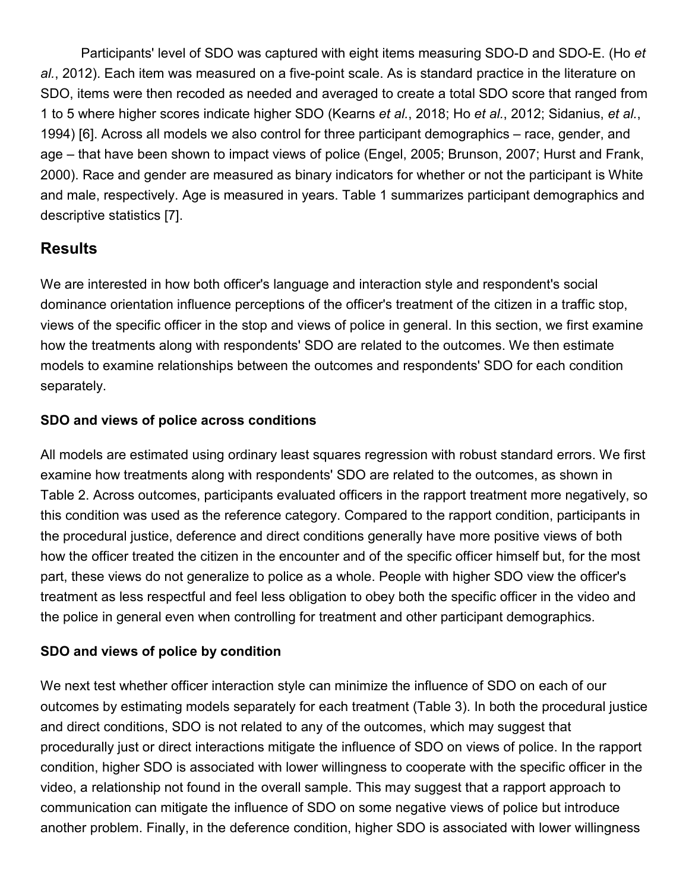Participants' level of SDO was captured with eight items measuring SDO-D and SDO-E. (Ho *et al.*, 2012). Each item was measured on a five-point scale. As is standard practice in the literature on SDO, items were then recoded as needed and averaged to create a total SDO score that ranged from 1 to 5 where higher scores indicate higher SDO (Kearns *et al.*, 2018; Ho *et al.*, 2012; Sidanius, *et al.*, 1994) [6]. Across all models we also control for three participant demographics – race, gender, and age – that have been shown to impact views of police (Engel, 2005; Brunson, 2007; Hurst and Frank, 2000). Race and gender are measured as binary indicators for whether or not the participant is White and male, respectively. Age is measured in years. Table 1 summarizes participant demographics and descriptive statistics [7].

## Results

We are interested in how both officer's language and interaction style and respondent's social dominance orientation influence perceptions of the officer's treatment of the citizen in a traffic stop, views of the specific officer in the stop and views of police in general. In this section, we first examine how the treatments along with respondents' SDO are related to the outcomes. We then estimate models to examine relationships between the outcomes and respondents' SDO for each condition separately.

### SDO and views of police across conditions

All models are estimated using ordinary least squares regression with robust standard errors. We first examine how treatments along with respondents' SDO are related to the outcomes, as shown in Table 2. Across outcomes, participants evaluated officers in the rapport treatment more negatively, so this condition was used as the reference category. Compared to the rapport condition, participants in the procedural justice, deference and direct conditions generally have more positive views of both how the officer treated the citizen in the encounter and of the specific officer himself but, for the most part, these views do not generalize to police as a whole. People with higher SDO view the officer's treatment as less respectful and feel less obligation to obey both the specific officer in the video and the police in general even when controlling for treatment and other participant demographics.

### SDO and views of police by condition

We next test whether officer interaction style can minimize the influence of SDO on each of our outcomes by estimating models separately for each treatment (Table 3). In both the procedural justice and direct conditions, SDO is not related to any of the outcomes, which may suggest that procedurally just or direct interactions mitigate the influence of SDO on views of police. In the rapport condition, higher SDO is associated with lower willingness to cooperate with the specific officer in the video, a relationship not found in the overall sample. This may suggest that a rapport approach to communication can mitigate the influence of SDO on some negative views of police but introduce another problem. Finally, in the deference condition, higher SDO is associated with lower willingness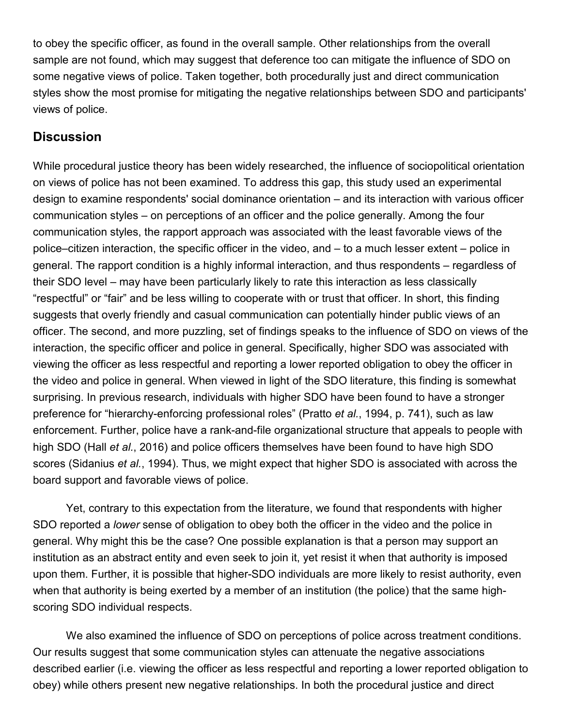to obey the specific officer, as found in the overall sample. Other relationships from the overall sample are not found, which may suggest that deference too can mitigate the influence of SDO on some negative views of police. Taken together, both procedurally just and direct communication styles show the most promise for mitigating the negative relationships between SDO and participants' views of police.

## Discussion

While procedural justice theory has been widely researched, the influence of sociopolitical orientation on views of police has not been examined. To address this gap, this study used an experimental design to examine respondents' social dominance orientation – and its interaction with various officer communication styles – on perceptions of an officer and the police generally. Among the four communication styles, the rapport approach was associated with the least favorable views of the police–citizen interaction, the specific officer in the video, and – to a much lesser extent – police in general. The rapport condition is a highly informal interaction, and thus respondents – regardless of their SDO level – may have been particularly likely to rate this interaction as less classically "respectful" or "fair" and be less willing to cooperate with or trust that officer. In short, this finding suggests that overly friendly and casual communication can potentially hinder public views of an officer. The second, and more puzzling, set of findings speaks to the influence of SDO on views of the interaction, the specific officer and police in general. Specifically, higher SDO was associated with viewing the officer as less respectful and reporting a lower reported obligation to obey the officer in the video and police in general. When viewed in light of the SDO literature, this finding is somewhat surprising. In previous research, individuals with higher SDO have been found to have a stronger preference for "hierarchy-enforcing professional roles" (Pratto *et al.*, 1994, p. 741), such as law enforcement. Further, police have a rank-and-file organizational structure that appeals to people with high SDO (Hall *et al.*, 2016) and police officers themselves have been found to have high SDO scores (Sidanius *et al.*, 1994). Thus, we might expect that higher SDO is associated with across the board support and favorable views of police.

Yet, contrary to this expectation from the literature, we found that respondents with higher SDO reported a *lower* sense of obligation to obey both the officer in the video and the police in general. Why might this be the case? One possible explanation is that a person may support an institution as an abstract entity and even seek to join it, yet resist it when that authority is imposed upon them. Further, it is possible that higher-SDO individuals are more likely to resist authority, even when that authority is being exerted by a member of an institution (the police) that the same high-scoring SDO individual respects.

We also examined the influence of SDO on perceptions of police across treatment conditions. Our results suggest that some communication styles can attenuate the negative associations described earlier (i.e. viewing the officer as less respectful and reporting a lower reported obligation to obey) while others present new negative relationships. In both the procedural justice and direct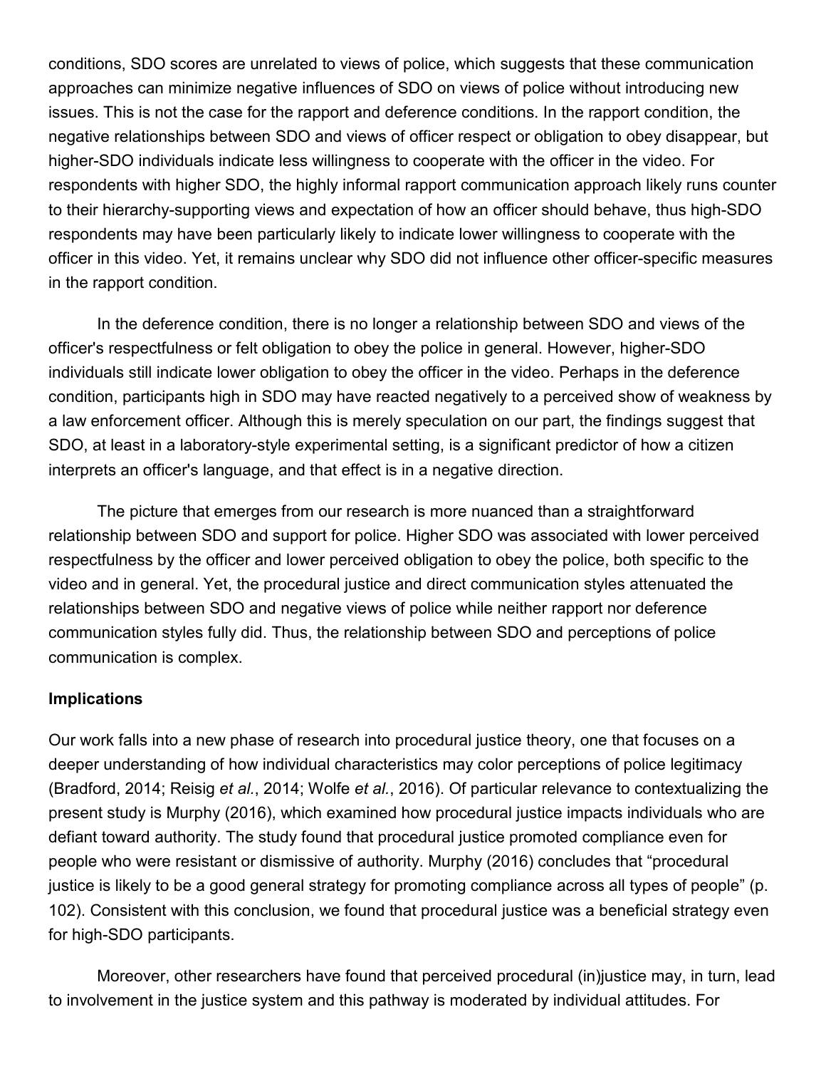conditions, SDO scores are unrelated to views of police, which suggests that these communication approaches can minimize negative influences of SDO on views of police without introducing new issues. This is not the case for the rapport and deference conditions. In the rapport condition, the negative relationships between SDO and views of officer respect or obligation to obey disappear, but higher-SDO individuals indicate less willingness to cooperate with the officer in the video. For respondents with higher SDO, the highly informal rapport communication approach likely runs counter to their hierarchy-supporting views and expectation of how an officer should behave, thus high-SDO respondents may have been particularly likely to indicate lower willingness to cooperate with the officer in this video. Yet, it remains unclear why SDO did not influence other officer-specific measures in the rapport condition.

In the deference condition, there is no longer a relationship between SDO and views of the officer's respectfulness or felt obligation to obey the police in general. However, higher-SDO individuals still indicate lower obligation to obey the officer in the video. Perhaps in the deference condition, participants high in SDO may have reacted negatively to a perceived show of weakness by a law enforcement officer. Although this is merely speculation on our part, the findings suggest that SDO, at least in a laboratory-style experimental setting, is a significant predictor of how a citizen interprets an officer's language, and that effect is in a negative direction.

The picture that emerges from our research is more nuanced than a straightforward relationship between SDO and support for police. Higher SDO was associated with lower perceived respectfulness by the officer and lower perceived obligation to obey the police, both specific to the video and in general. Yet, the procedural justice and direct communication styles attenuated the relationships between SDO and negative views of police while neither rapport nor deference communication styles fully did. Thus, the relationship between SDO and perceptions of police communication is complex.

**Implications**

Our work falls into a new phase of research into procedural justice theory, one that focuses on a deeper understanding of how individual characteristics may color perceptions of police legitimacy (Bradford, 2014; Reisig *et al.*, 2014; Wolfe *et al.*, 2016). Of particular relevance to contextualizing the present study is Murphy (2016), which examined how procedural justice impacts individuals who are defiant toward authority. The study found that procedural justice promoted compliance even for people who were resistant or dismissive of authority. Murphy (2016) concludes that "procedural justice is likely to be a good general strategy for promoting compliance across all types of people" (p. 102). Consistent with this conclusion, we found that procedural justice was a beneficial strategy even for high-SDO participants.

Moreover, other researchers have found that perceived procedural (in)justice may, in turn, lead to involvement in the justice system and this pathway is moderated by individual attitudes. For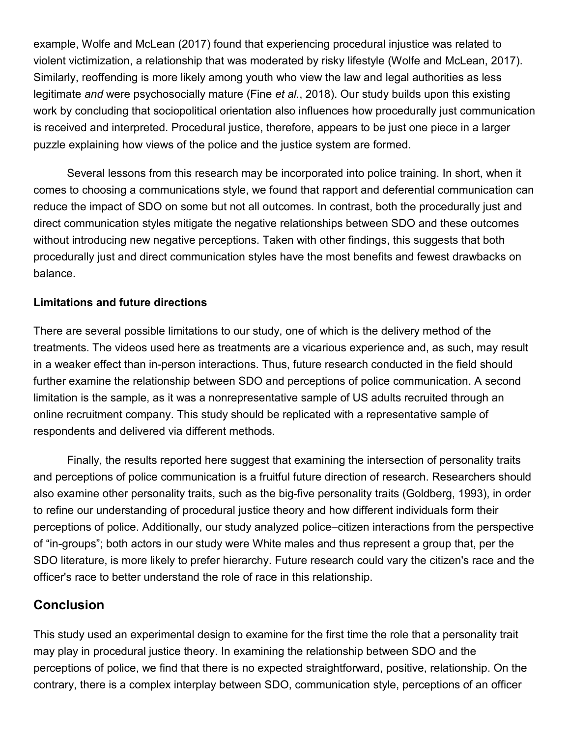example, Wolfe and McLean (2017) found that experiencing procedural injustice was related to violent victimization, a relationship that was moderated by risky lifestyle (Wolfe and McLean, 2017). Similarly, reoffending is more likely among youth who view the law and legal authorities as less legitimate *and* were psychosocially mature (Fine *et al.*, 2018). Our study builds upon this existing work by concluding that sociopolitical orientation also influences how procedurally just communication is received and interpreted. Procedural justice, therefore, appears to be just one piece in a larger puzzle explaining how views of the police and the justice system are formed.

Several lessons from this research may be incorporated into police training. In short, when it comes to choosing a communications style, we found that rapport and deferential communication can reduce the impact of SDO on some but not all outcomes. In contrast, both the procedurally just and direct communication styles mitigate the negative relationships between SDO and these outcomes without introducing new negative perceptions. Taken with other findings, this suggests that both procedurally just and direct communication styles have the most benefits and fewest drawbacks on balance.

### Limitations and future directions

There are several possible limitations to our study, one of which is the delivery method of the treatments. The videos used here as treatments are a vicarious experience and, as such, may result in a weaker effect than in-person interactions. Thus, future research conducted in the field should further examine the relationship between SDO and perceptions of police communication. A second limitation is the sample, as it was a nonrepresentative sample of US adults recruited through an online recruitment company. This study should be replicated with a representative sample of respondents and delivered via different methods.

Finally, the results reported here suggest that examining the intersection of personality traits and perceptions of police communication is a fruitful future direction of research. Researchers should also examine other personality traits, such as the big-five personality traits (Goldberg, 1993), in order to refine our understanding of procedural justice theory and how different individuals form their perceptions of police. Additionally, our study analyzed police–citizen interactions from the perspective of "in-groups"; both actors in our study were White males and thus represent a group that, per the SDO literature, is more likely to prefer hierarchy. Future research could vary the citizen's race and the officer's race to better understand the role of race in this relationship.

## Conclusion

This study used an experimental design to examine for the first time the role that a personality trait may play in procedural justice theory. In examining the relationship between SDO and the perceptions of police, we find that there is no expected straightforward, positive, relationship. On the contrary, there is a complex interplay between SDO, communication style, perceptions of an officer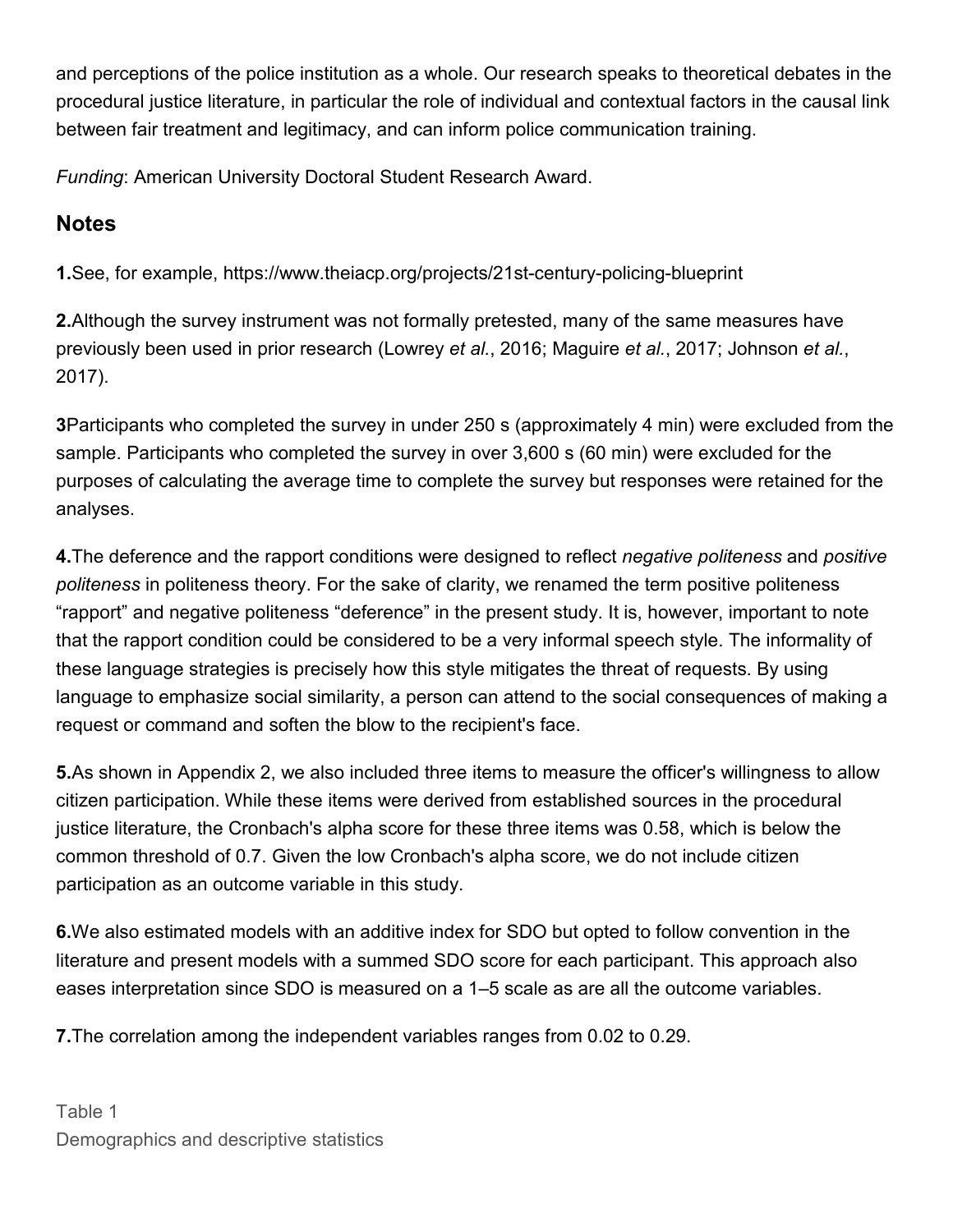and perceptions of the police institution as a whole. Our research speaks to theoretical debates in the procedural justice literature, in particular the role of individual and contextual factors in the causal link between fair treatment and legitimacy, and can inform police communication training.

*Funding*: American University Doctoral Student Research Award.

## Notes

**1.**See, for example, https://www.theiacp.org/projects/21st-century-policing-blueprint

**2.**Although the survey instrument was not formally pretested, many of the same measures have previously been used in prior research (Lowrey *et al.*, 2016; Maguire *et al.*, 2017; Johnson *et al.*, 2017).

**3**Participants who completed the survey in under 250 s (approximately 4 min) were excluded from the sample. Participants who completed the survey in over 3,600 s (60 min) were excluded for the purposes of calculating the average time to complete the survey but responses were retained for the analyses.

**4.**The deference and the rapport conditions were designed to reflect *negative politeness* and *positive politeness* in politeness theory. For the sake of clarity, we renamed the term positive politeness "rapport" and negative politeness "deference" in the present study. It is, however, important to note that the rapport condition could be considered to be a very informal speech style. The informality of these language strategies is precisely how this style mitigates the threat of requests. By using language to emphasize social similarity, a person can attend to the social consequences of making a request or command and soften the blow to the recipient's face.

**5.**As shown in Appendix 2, we also included three items to measure the officer's willingness to allow citizen participation. While these items were derived from established sources in the procedural justice literature, the Cronbach's alpha score for these three items was 0.58, which is below the common threshold of 0.7. Given the low Cronbach's alpha score, we do not include citizen participation as an outcome variable in this study.

**6.**We also estimated models with an additive index for SDO but opted to follow convention in the literature and present models with a summed SDO score for each participant. This approach also eases interpretation since SDO is measured on a 1–5 scale as are all the outcome variables.

**7.**The correlation among the independent variables ranges from 0.02 to 0.29.

Table 1
Demographics and descriptive statistics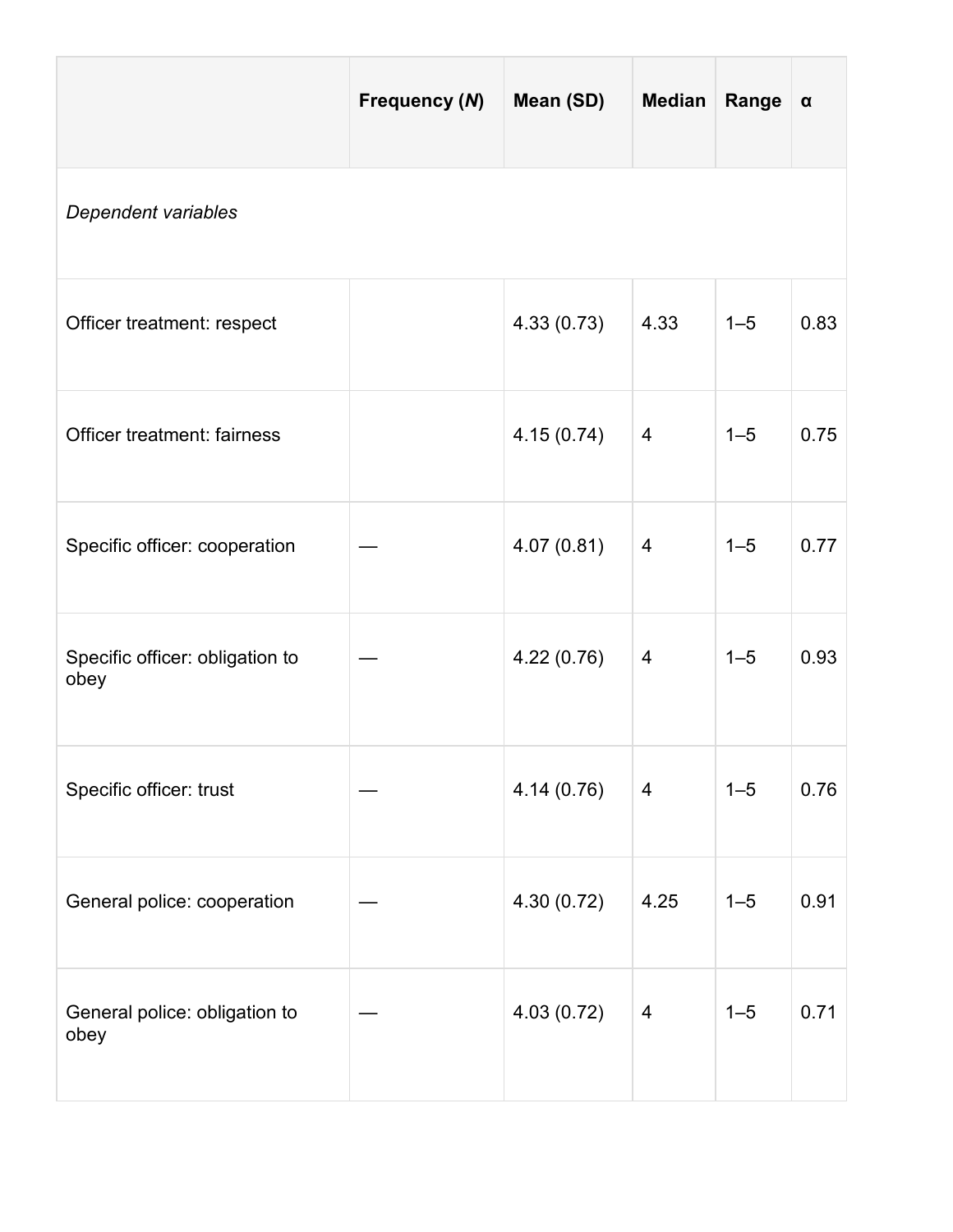| | Frequency (*N*) | Mean (SD) | Median | Range | α |
|---|---|---|---|---|---|
| *Dependent variables* | | | | | |
| Officer treatment: respect | | 4.33 (0.73) | 4.33 | 1–5 | 0.83 |
| Officer treatment: fairness | | 4.15 (0.74) | 4 | 1–5 | 0.75 |
| Specific officer: cooperation | — | 4.07 (0.81) | 4 | 1–5 | 0.77 |
| Specific officer: obligation to obey | — | 4.22 (0.76) | 4 | 1–5 | 0.93 |
| Specific officer: trust | — | 4.14 (0.76) | 4 | 1–5 | 0.76 |
| General police: cooperation | — | 4.30 (0.72) | 4.25 | 1–5 | 0.91 |
| General police: obligation to obey | — | 4.03 (0.72) | 4 | 1–5 | 0.71 |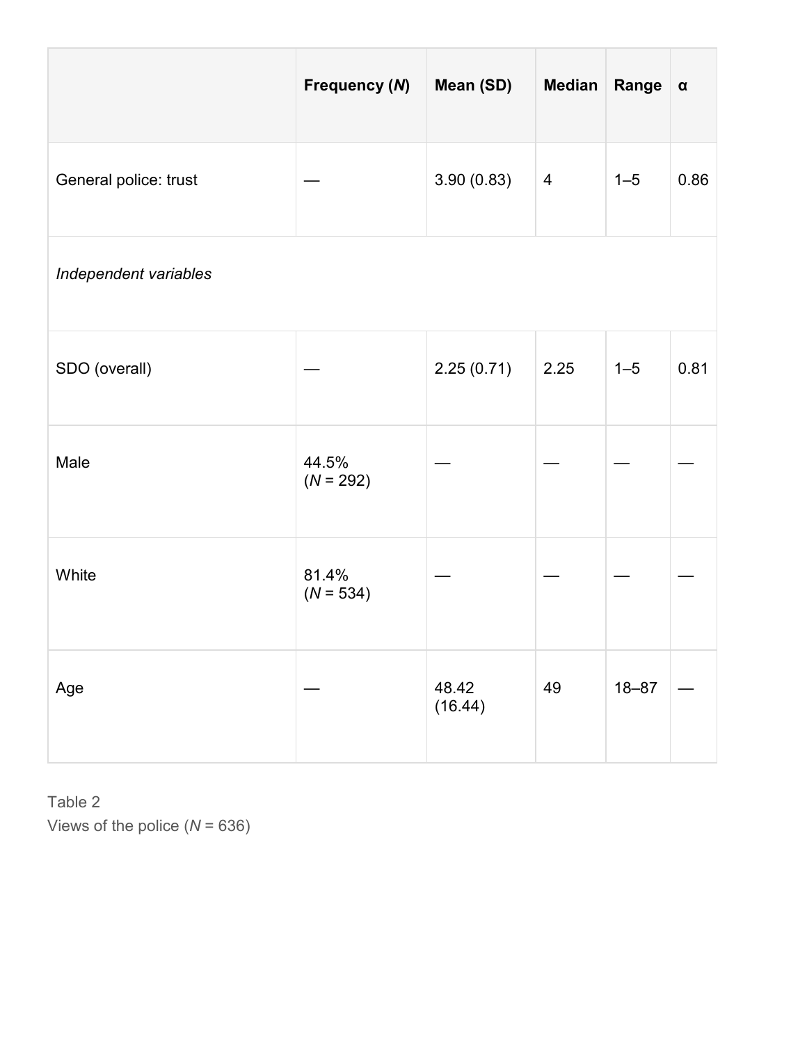| | Frequency (*N*) | Mean (SD) | Median | Range | α |
|---|---|---|---|---|---|
| General police: trust | — | 3.90 (0.83) | 4 | 1–5 | 0.86 |
| *Independent variables* | | | | | |
| SDO (overall) | — | 2.25 (0.71) | 2.25 | 1–5 | 0.81 |
| Male | 44.5% (*N* = 292) | — | — | — | — |
| White | 81.4% (*N* = 534) | — | — | — | — |
| Age | — | 48.42 (16.44) | 49 | 18–87 | — |

Table 2
Views of the police (*N* = 636)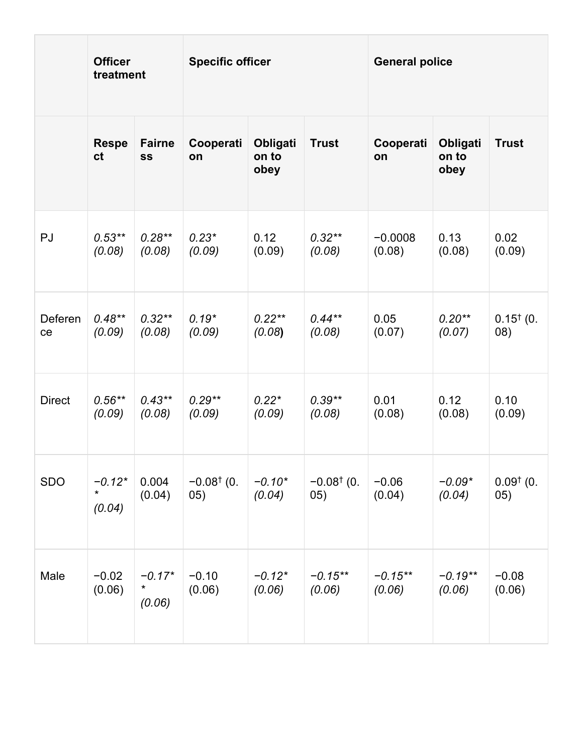|  | Officer treatment |  | Specific officer |  |  | General police |  |  |
|---|---|---|---|---|---|---|---|---|
|  | Respect | Fairness | Cooperation | Obligation to obey | Trust | Cooperation | Obligation to obey | Trust |
| PJ | *0.53** (0.08)* | *0.28** (0.08)* | *0.23* (0.09)* | 0.12 (0.09) | *0.32** (0.08)* | −0.0008 (0.08) | 0.13 (0.08) | 0.02 (0.09) |
| Deference | *0.48** (0.09)* | *0.32** (0.08)* | *0.19* (0.09)* | *0.22** (0.08)* | *0.44** (0.08)* | 0.05 (0.07) | *0.20** (0.07)* | 0.15† (0.08) |
| Direct | *0.56** (0.09)* | *0.43** (0.08)* | *0.29** (0.09)* | *0.22* (0.09)* | *0.39** (0.08)* | 0.01 (0.08) | 0.12 (0.08) | 0.10 (0.09) |
| SDO | *−0.12** (0.04)* | 0.004 (0.04) | −0.08† (0.05) | *−0.10* (0.04)* | −0.08† (0.05) | −0.06 (0.04) | *−0.09* (0.04)* | 0.09† (0.05) |
| Male | −0.02 (0.06) | *−0.17** (0.06)* | −0.10 (0.06) | *−0.12* (0.06)* | *−0.15** (0.06)* | *−0.15** (0.06)* | *−0.19** (0.06)* | −0.08 (0.06) |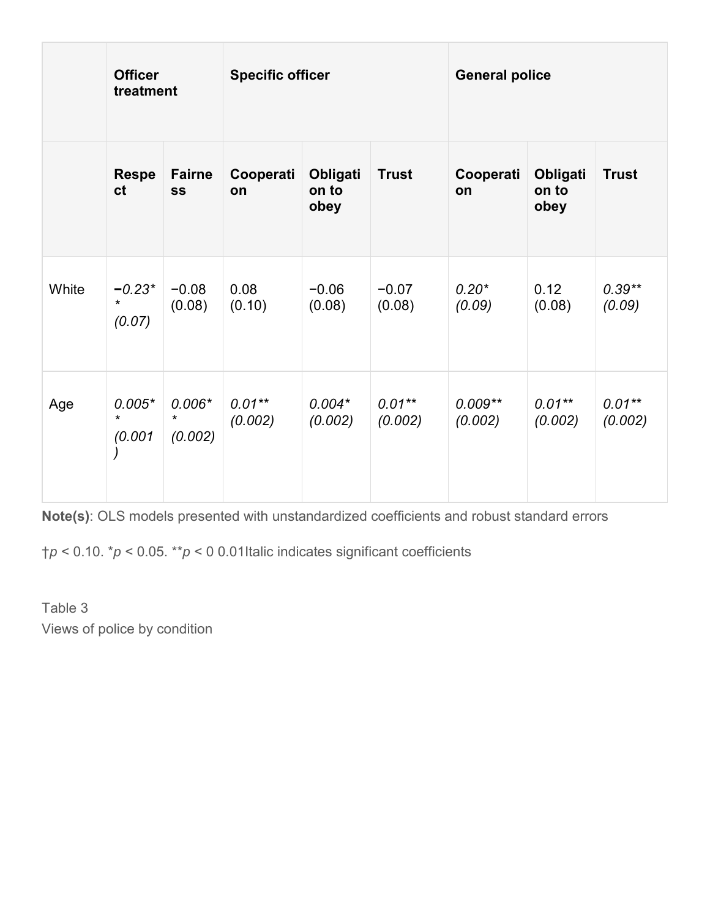| | Officer treatment | | Specific officer | | | General police | | |
|---|---|---|---|---|---|---|---|---|
| | Respect | Fairness | Cooperation | Obligation to obey | Trust | Cooperation | Obligation to obey | Trust |
| White | *−0.23*** *(0.07)* | −0.08 (0.08) | 0.08 (0.10) | −0.06 (0.08) | −0.07 (0.08) | *0.20** *(0.09)* | 0.12 (0.08) | *0.39*** *(0.09)* |
| Age | *0.005*** *(0.001)* | *0.006*** *(0.002)* | *0.01*** *(0.002)* | *0.004** *(0.002)* | *0.01*** *(0.002)* | *0.009*** *(0.002)* | *0.01*** *(0.002)* | *0.01*** *(0.002)* |

**Note(s)**: OLS models presented with unstandardized coefficients and robust standard errors

†$p < 0.10$. *$p < 0.05$. **$p$ < 0 0.01Italic indicates significant coefficients

Table 3
Views of police by condition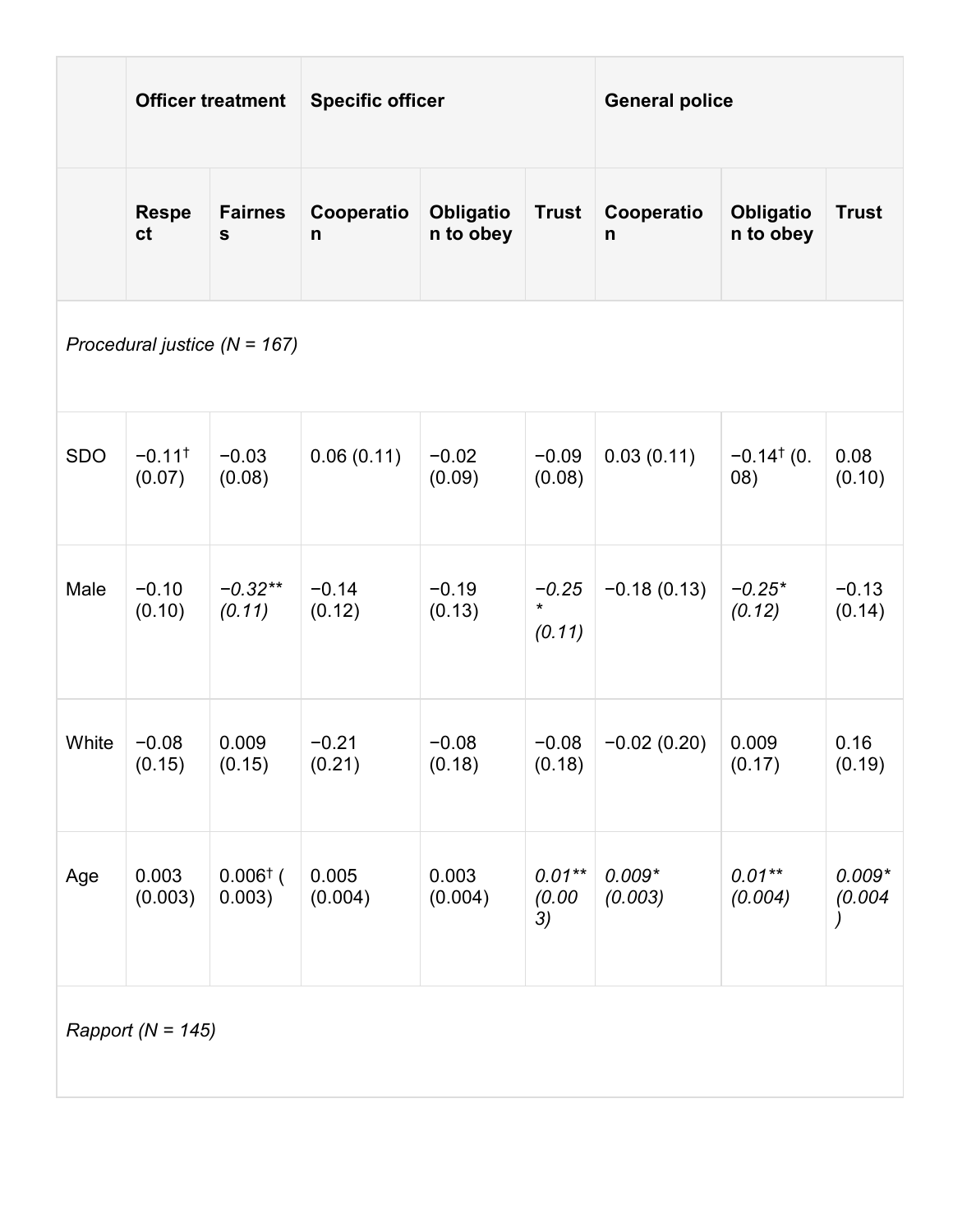| | Officer treatment | | Specific officer | | | General police | | |
|---|---|---|---|---|---|---|---|---|
| | **Respect** | **Fairness** | **Cooperation** | **Obligation to obey** | **Trust** | **Cooperation** | **Obligation to obey** | **Trust** |
| *Procedural justice (N = 167)* | | | | | | | | |
| SDO | −0.11† (0.07) | −0.03 (0.08) | 0.06 (0.11) | −0.02 (0.09) | −0.09 (0.08) | 0.03 (0.11) | −0.14† (0.08) | 0.08 (0.10) |
| Male | −0.10 (0.10) | *−0.32** (0.11)* | −0.14 (0.12) | −0.19 (0.13) | *−0.25* (0.11)* | −0.18 (0.13) | *−0.25* (0.12)* | −0.13 (0.14) |
| White | −0.08 (0.15) | 0.009 (0.15) | −0.21 (0.21) | −0.08 (0.18) | −0.08 (0.18) | −0.02 (0.20) | 0.009 (0.17) | 0.16 (0.19) |
| Age | 0.003 (0.003) | 0.006† (0.003) | 0.005 (0.004) | 0.003 (0.004) | *0.01** (0.003)* | *0.009* (0.003)* | *0.01** (0.004)* | *0.009* (0.004)* |
| *Rapport (N = 145)* | | | | | | | | |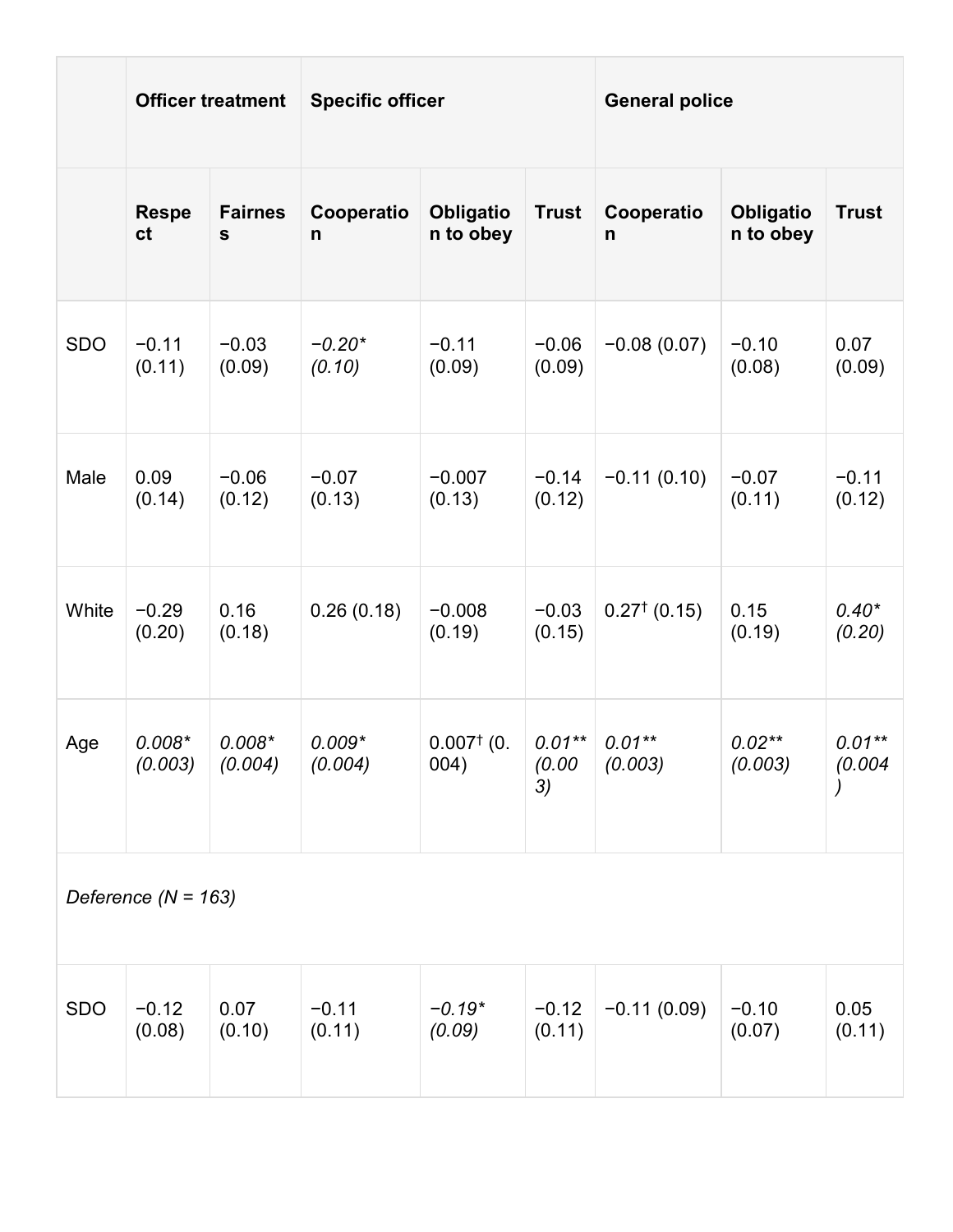| | Officer treatment | | Specific officer | | | General police | | |
|---|---|---|---|---|---|---|---|---|
| | Respect | Fairness | Cooperation | Obligation to obey | Trust | Cooperation | Obligation to obey | Trust |
| SDO | −0.11 (0.11) | −0.03 (0.09) | *−0.20* (0.10)* | −0.11 (0.09) | −0.06 (0.09) | −0.08 (0.07) | −0.10 (0.08) | 0.07 (0.09) |
| Male | 0.09 (0.14) | −0.06 (0.12) | −0.07 (0.13) | −0.007 (0.13) | −0.14 (0.12) | −0.11 (0.10) | −0.07 (0.11) | −0.11 (0.12) |
| White | −0.29 (0.20) | 0.16 (0.18) | 0.26 (0.18) | −0.008 (0.19) | −0.03 (0.15) | 0.27† (0.15) | 0.15 (0.19) | *0.40* (0.20)* |
| Age | *0.008* (0.003)* | *0.008* (0.004)* | *0.009* (0.004)* | 0.007† (0.004) | *0.01** (0.003)* | *0.01** (0.003)* | *0.02** (0.003)* | *0.01** (0.004)* |
| *Deference (N = 163)* | | | | | | | | |
| SDO | −0.12 (0.08) | 0.07 (0.10) | −0.11 (0.11) | *−0.19* (0.09)* | −0.12 (0.11) | −0.11 (0.09) | −0.10 (0.07) | 0.05 (0.11) |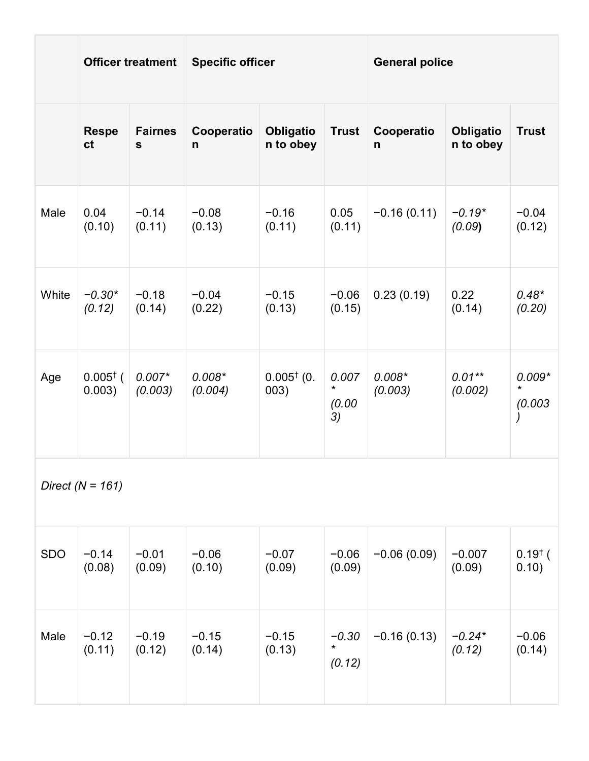| | Officer treatment | | Specific officer | | | General police | | |
|---|---|---|---|---|---|---|---|---|
| | **Respect** | **Fairness** | **Cooperation** | **Obligation to obey** | **Trust** | **Cooperation** | **Obligation to obey** | **Trust** |
| Male | 0.04 (0.10) | −0.14 (0.11) | −0.08 (0.13) | −0.16 (0.11) | 0.05 (0.11) | −0.16 (0.11) | *−0.19* (0.09)* | −0.04 (0.12) |
| White | *−0.30* (0.12)* | −0.18 (0.14) | −0.04 (0.22) | −0.15 (0.13) | −0.06 (0.15) | 0.23 (0.19) | 0.22 (0.14) | *0.48* (0.20)* |
| Age | 0.005† (0.003) | *0.007* (0.003)* | *0.008* (0.004)* | 0.005† (0.003) | *0.007* (0.003)* | *0.008* (0.003)* | *0.01** (0.002)* | *0.009** (0.003)* |
| *Direct (N = 161)* | | | | | | | | |
| SDO | −0.14 (0.08) | −0.01 (0.09) | −0.06 (0.10) | −0.07 (0.09) | −0.06 (0.09) | −0.06 (0.09) | −0.007 (0.09) | 0.19† (0.10) |
| Male | −0.12 (0.11) | −0.19 (0.12) | −0.15 (0.14) | −0.15 (0.13) | *−0.30* (0.12)* | −0.16 (0.13) | *−0.24* (0.12)* | −0.06 (0.14) |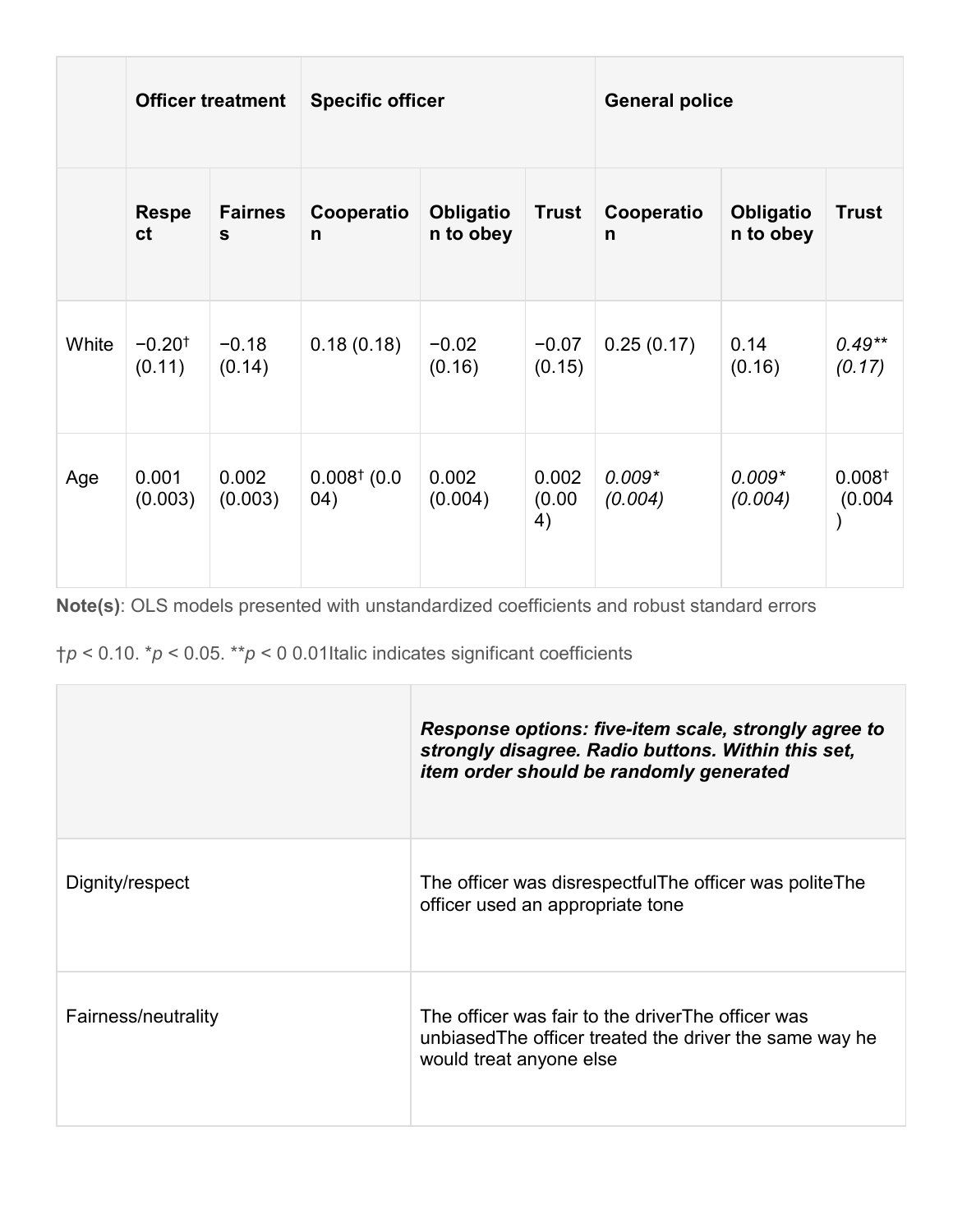| | Officer treatment | | Specific officer | | | General police | | |
|---|---|---|---|---|---|---|---|---|
| | Respect | Fairness | Cooperation | Obligation to obey | Trust | Cooperation | Obligation to obey | Trust |
| White | −0.20† (0.11) | −0.18 (0.14) | 0.18 (0.18) | −0.02 (0.16) | −0.07 (0.15) | 0.25 (0.17) | 0.14 (0.16) | *0.49*** *(0.17)* |
| Age | 0.001 (0.003) | 0.002 (0.003) | 0.008† (0.004) | 0.002 (0.004) | 0.002 (0.004) | *0.009** *(0.004)* | *0.009** *(0.004)* | 0.008† (0.004) |

**Note(s)**: OLS models presented with unstandardized coefficients and robust standard errors

†$p < 0.10$. *$p < 0.05$. **$p <$ 0 0.01Italic indicates significant coefficients

| | ***Response options: five-item scale, strongly agree to strongly disagree. Radio buttons. Within this set, item order should be randomly generated*** |
|---|---|
| Dignity/respect | The officer was disrespectfulThe officer was politeThe officer used an appropriate tone |
| Fairness/neutrality | The officer was fair to the driverThe officer was unbiasedThe officer treated the driver the same way he would treat anyone else |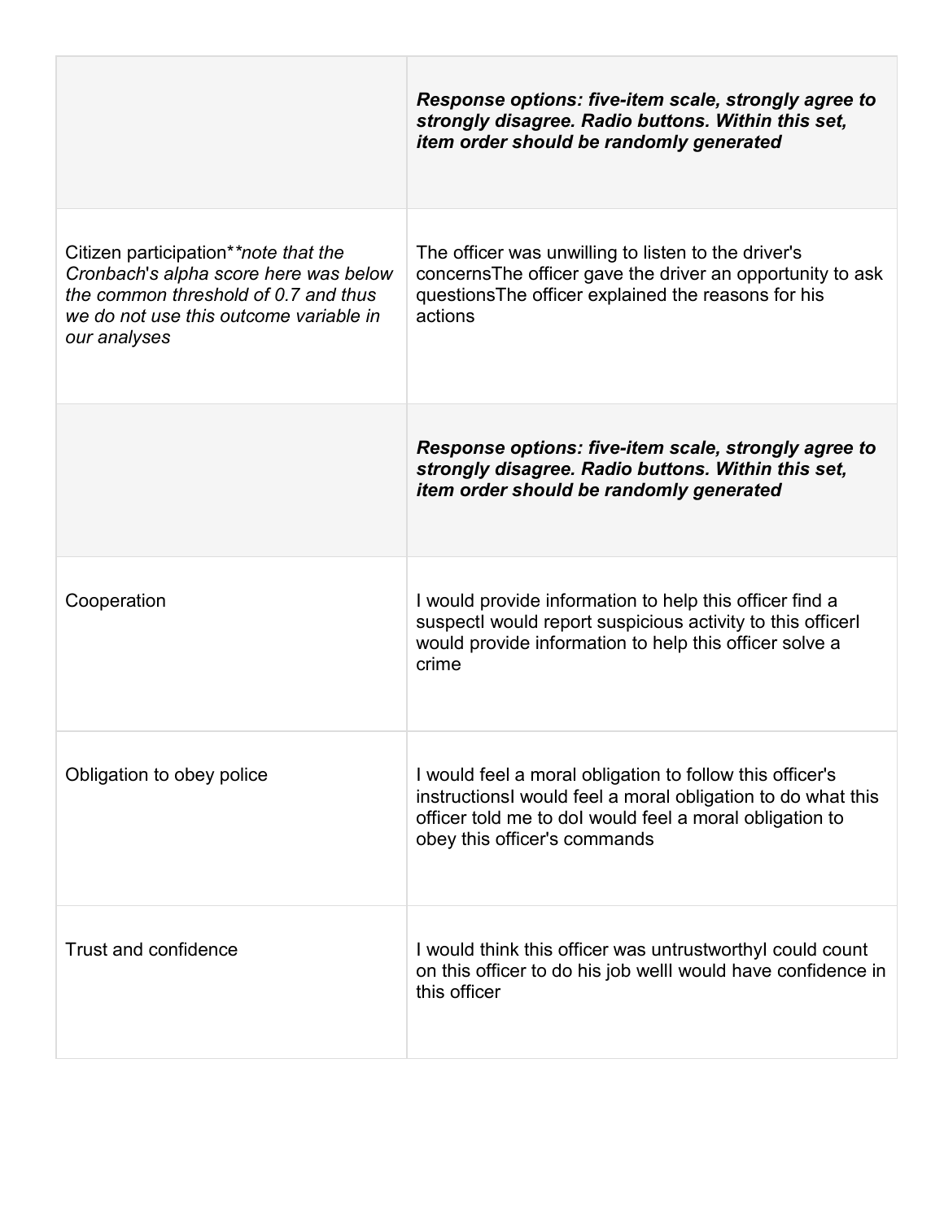| | |
|---|---|
| | ***Response options: five-item scale, strongly agree to strongly disagree. Radio buttons. Within this set, item order should be randomly generated*** |
| Citizen participation**\*note that the Cronbach's alpha score here was below the common threshold of 0.7 and thus we do not use this outcome variable in our analyses* | The officer was unwilling to listen to the driver's concernsThe officer gave the driver an opportunity to ask questionsThe officer explained the reasons for his actions |
| | ***Response options: five-item scale, strongly agree to strongly disagree. Radio buttons. Within this set, item order should be randomly generated*** |
| Cooperation | I would provide information to help this officer find a suspectI would report suspicious activity to this officerI would provide information to help this officer solve a crime |
| Obligation to obey police | I would feel a moral obligation to follow this officer's instructionsI would feel a moral obligation to do what this officer told me to doI would feel a moral obligation to obey this officer's commands |
| Trust and confidence | I would think this officer was untrustworthyI could count on this officer to do his job wellI would have confidence in this officer |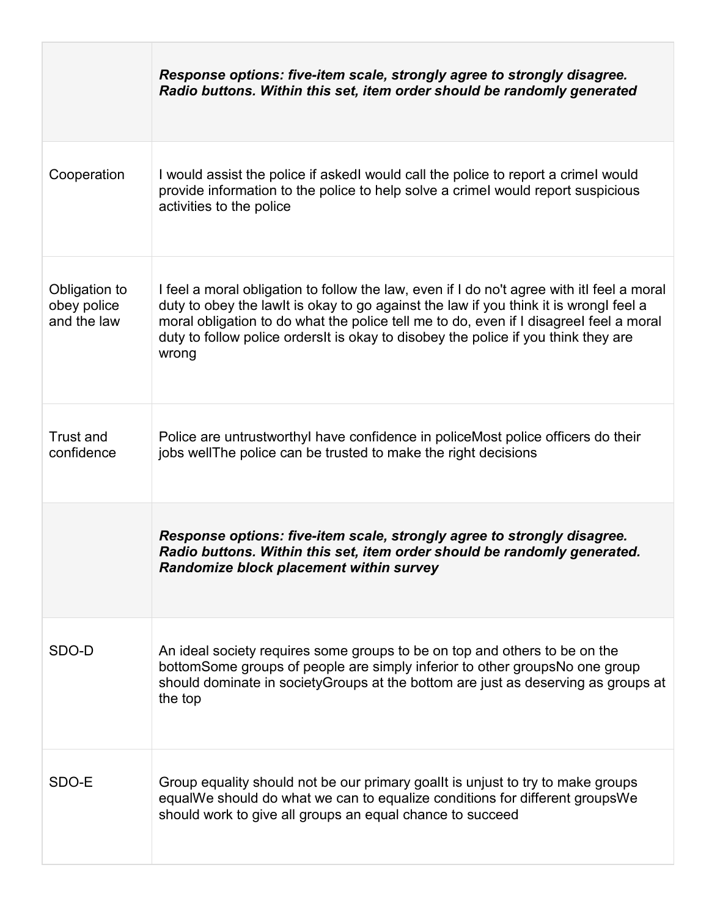| | |
|---|---|
| | ***Response options: five-item scale, strongly agree to strongly disagree. Radio buttons. Within this set, item order should be randomly generated*** |
| Cooperation | I would assist the police if askedI would call the police to report a crimeI would provide information to the police to help solve a crimeI would report suspicious activities to the police |
| Obligation to obey police and the law | I feel a moral obligation to follow the law, even if I do no't agree with itI feel a moral duty to obey the lawIt is okay to go against the law if you think it is wrongI feel a moral obligation to do what the police tell me to do, even if I disagreeI feel a moral duty to follow police ordersIt is okay to disobey the police if you think they are wrong |
| Trust and confidence | Police are untrustworthyI have confidence in policeMost police officers do their jobs wellThe police can be trusted to make the right decisions |
| | ***Response options: five-item scale, strongly agree to strongly disagree. Radio buttons. Within this set, item order should be randomly generated. Randomize block placement within survey*** |
| SDO-D | An ideal society requires some groups to be on top and others to be on the bottomSome groups of people are simply inferior to other groupsNo one group should dominate in societyGroups at the bottom are just as deserving as groups at the top |
| SDO-E | Group equality should not be our primary goalIt is unjust to try to make groups equalWe should do what we can to equalize conditions for different groupsWe should work to give all groups an equal chance to succeed |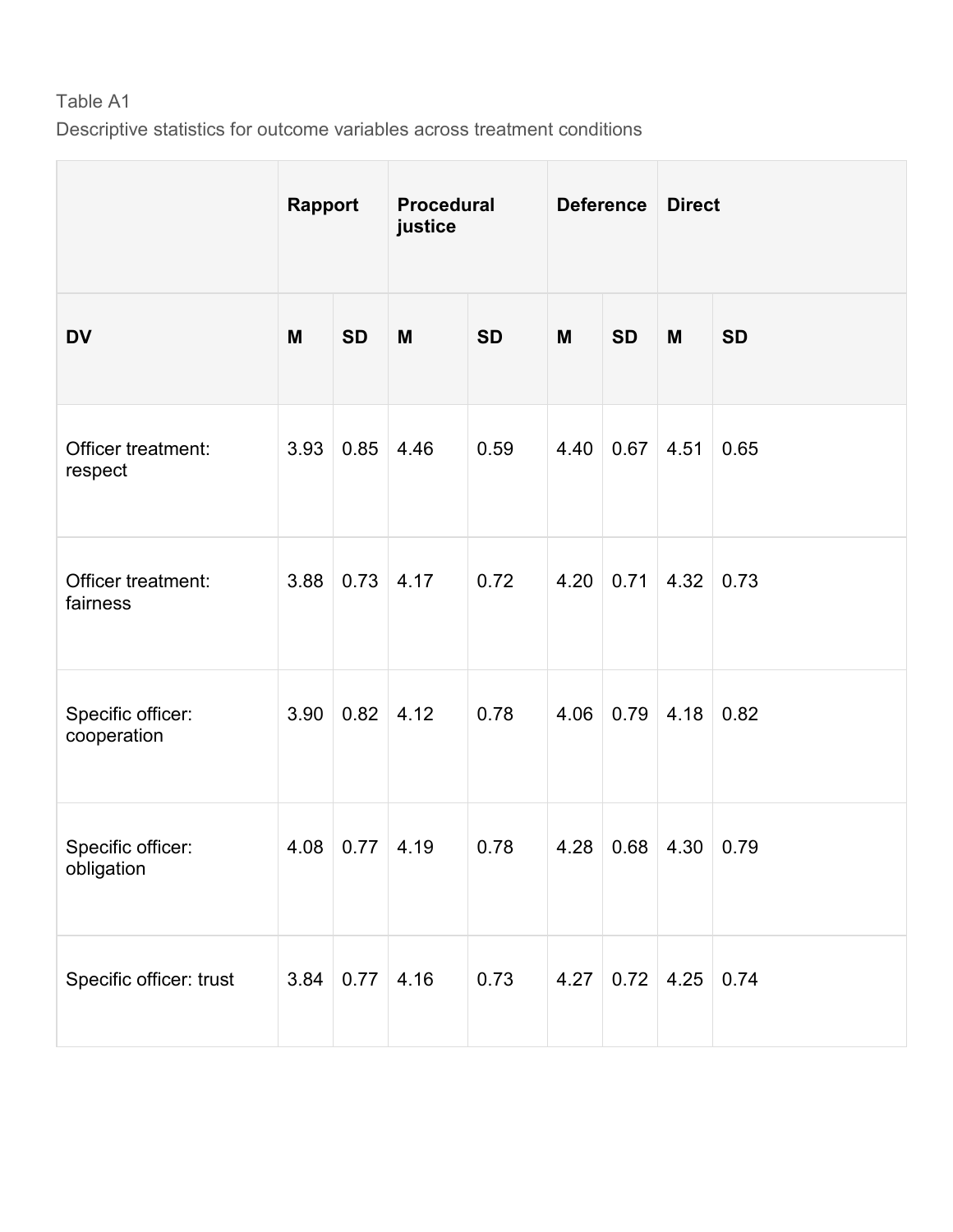Table A1

Descriptive statistics for outcome variables across treatment conditions

| | **Rapport** | | **Procedural justice** | | **Deference** | | **Direct** | |
|---|---|---|---|---|---|---|---|---|
| **DV** | **M** | **SD** | **M** | **SD** | **M** | **SD** | **M** | **SD** |
| Officer treatment: respect | 3.93 | 0.85 | 4.46 | 0.59 | 4.40 | 0.67 | 4.51 | 0.65 |
| Officer treatment: fairness | 3.88 | 0.73 | 4.17 | 0.72 | 4.20 | 0.71 | 4.32 | 0.73 |
| Specific officer: cooperation | 3.90 | 0.82 | 4.12 | 0.78 | 4.06 | 0.79 | 4.18 | 0.82 |
| Specific officer: obligation | 4.08 | 0.77 | 4.19 | 0.78 | 4.28 | 0.68 | 4.30 | 0.79 |
| Specific officer: trust | 3.84 | 0.77 | 4.16 | 0.73 | 4.27 | 0.72 | 4.25 | 0.74 |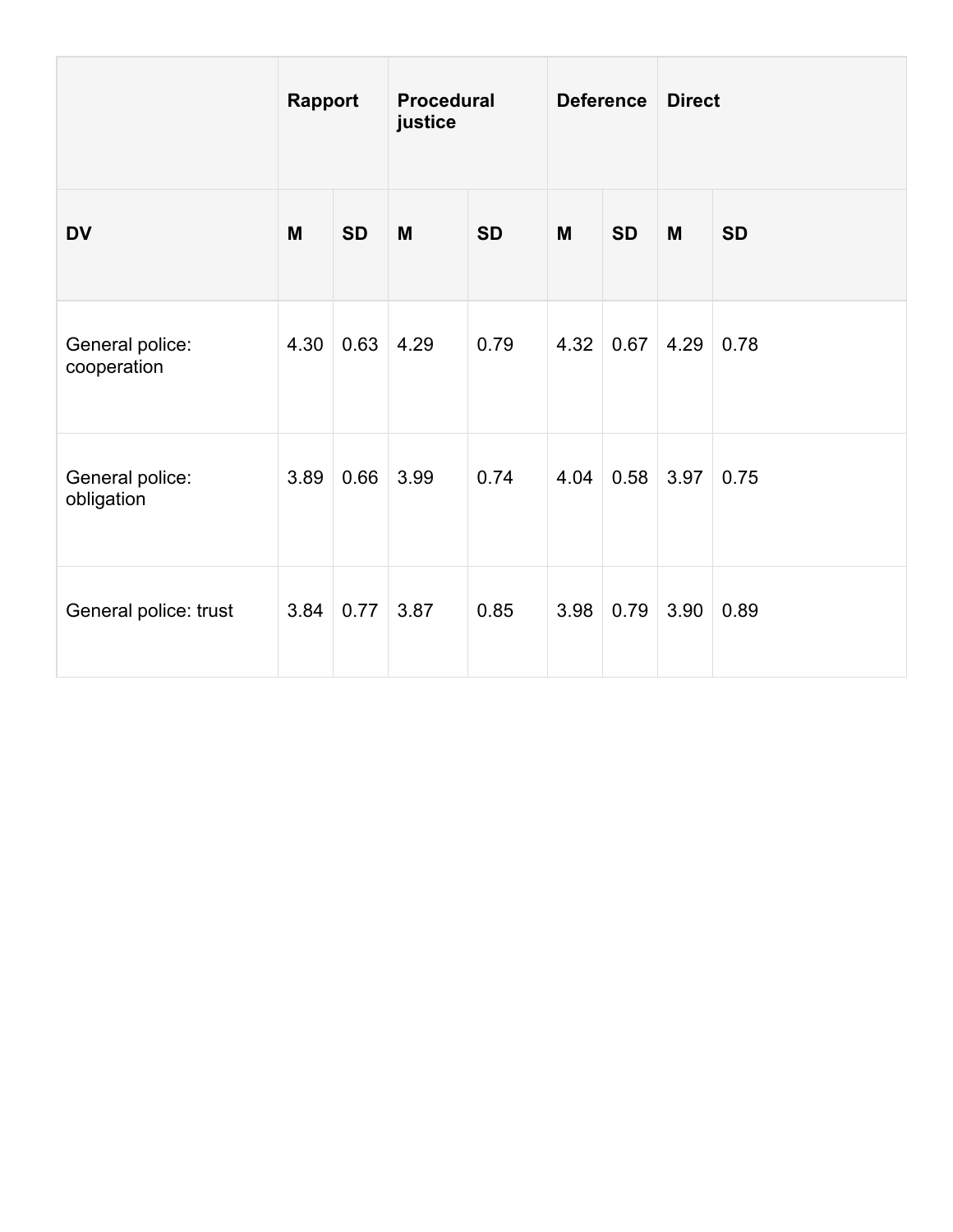| | Rapport | | Procedural justice | | Deference | | Direct | |
|---|---|---|---|---|---|---|---|---|
| DV | M | SD | M | SD | M | SD | M | SD |
| General police: cooperation | 4.30 | 0.63 | 4.29 | 0.79 | 4.32 | 0.67 | 4.29 | 0.78 |
| General police: obligation | 3.89 | 0.66 | 3.99 | 0.74 | 4.04 | 0.58 | 3.97 | 0.75 |
| General police: trust | 3.84 | 0.77 | 3.87 | 0.85 | 3.98 | 0.79 | 3.90 | 0.89 |